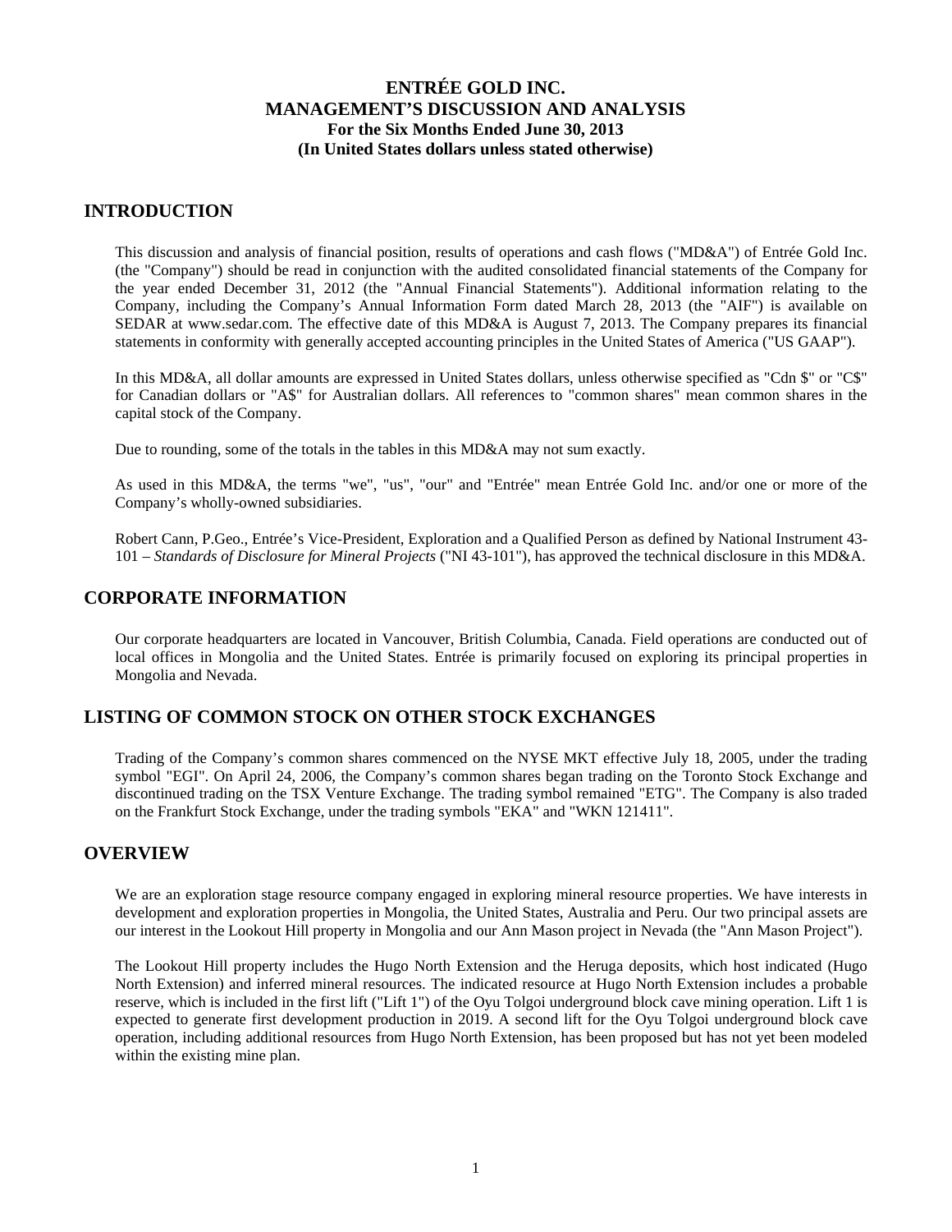# ENTRÉE GOLD INC.
# MANAGEMENT'S DISCUSSION AND ANALYSIS
**For the Six Months Ended June 30, 2013**
**(In United States dollars unless stated otherwise)**

## INTRODUCTION

This discussion and analysis of financial position, results of operations and cash flows ("MD&A") of Entrée Gold Inc. (the "Company") should be read in conjunction with the audited consolidated financial statements of the Company for the year ended December 31, 2012 (the "Annual Financial Statements"). Additional information relating to the Company, including the Company's Annual Information Form dated March 28, 2013 (the "AIF") is available on SEDAR at www.sedar.com. The effective date of this MD&A is August 7, 2013. The Company prepares its financial statements in conformity with generally accepted accounting principles in the United States of America ("US GAAP").

In this MD&A, all dollar amounts are expressed in United States dollars, unless otherwise specified as "Cdn $" or "C$" for Canadian dollars or "A$" for Australian dollars. All references to "common shares" mean common shares in the capital stock of the Company.

Due to rounding, some of the totals in the tables in this MD&A may not sum exactly.

As used in this MD&A, the terms "we", "us", "our" and "Entrée" mean Entrée Gold Inc. and/or one or more of the Company's wholly-owned subsidiaries.

Robert Cann, P.Geo., Entrée's Vice-President, Exploration and a Qualified Person as defined by National Instrument 43-101 – *Standards of Disclosure for Mineral Projects* ("NI 43-101"), has approved the technical disclosure in this MD&A.

## CORPORATE INFORMATION

Our corporate headquarters are located in Vancouver, British Columbia, Canada. Field operations are conducted out of local offices in Mongolia and the United States. Entrée is primarily focused on exploring its principal properties in Mongolia and Nevada.

## LISTING OF COMMON STOCK ON OTHER STOCK EXCHANGES

Trading of the Company's common shares commenced on the NYSE MKT effective July 18, 2005, under the trading symbol "EGI". On April 24, 2006, the Company's common shares began trading on the Toronto Stock Exchange and discontinued trading on the TSX Venture Exchange. The trading symbol remained "ETG". The Company is also traded on the Frankfurt Stock Exchange, under the trading symbols "EKA" and "WKN 121411".

## OVERVIEW

We are an exploration stage resource company engaged in exploring mineral resource properties. We have interests in development and exploration properties in Mongolia, the United States, Australia and Peru. Our two principal assets are our interest in the Lookout Hill property in Mongolia and our Ann Mason project in Nevada (the "Ann Mason Project").

The Lookout Hill property includes the Hugo North Extension and the Heruga deposits, which host indicated (Hugo North Extension) and inferred mineral resources. The indicated resource at Hugo North Extension includes a probable reserve, which is included in the first lift ("Lift 1") of the Oyu Tolgoi underground block cave mining operation. Lift 1 is expected to generate first development production in 2019. A second lift for the Oyu Tolgoi underground block cave operation, including additional resources from Hugo North Extension, has been proposed but has not yet been modeled within the existing mine plan.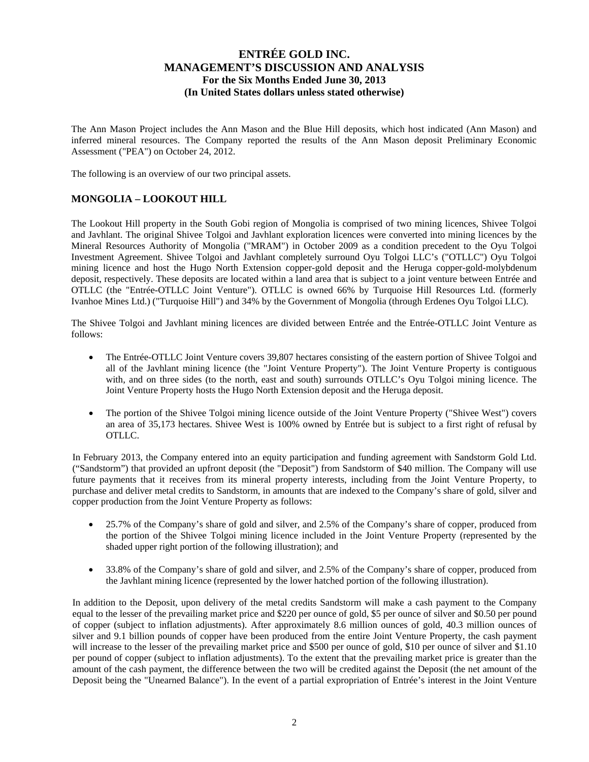The Ann Mason Project includes the Ann Mason and the Blue Hill deposits, which host indicated (Ann Mason) and inferred mineral resources. The Company reported the results of the Ann Mason deposit Preliminary Economic Assessment ("PEA") on October 24, 2012.

The following is an overview of our two principal assets.

## MONGOLIA – LOOKOUT HILL

The Lookout Hill property in the South Gobi region of Mongolia is comprised of two mining licences, Shivee Tolgoi and Javhlant. The original Shivee Tolgoi and Javhlant exploration licences were converted into mining licences by the Mineral Resources Authority of Mongolia ("MRAM") in October 2009 as a condition precedent to the Oyu Tolgoi Investment Agreement. Shivee Tolgoi and Javhlant completely surround Oyu Tolgoi LLC's ("OTLLC") Oyu Tolgoi mining licence and host the Hugo North Extension copper-gold deposit and the Heruga copper-gold-molybdenum deposit, respectively. These deposits are located within a land area that is subject to a joint venture between Entrée and OTLLC (the "Entrée-OTLLC Joint Venture"). OTLLC is owned 66% by Turquoise Hill Resources Ltd. (formerly Ivanhoe Mines Ltd.) ("Turquoise Hill") and 34% by the Government of Mongolia (through Erdenes Oyu Tolgoi LLC).

The Shivee Tolgoi and Javhlant mining licences are divided between Entrée and the Entrée-OTLLC Joint Venture as follows:

- The Entrée-OTLLC Joint Venture covers 39,807 hectares consisting of the eastern portion of Shivee Tolgoi and all of the Javhlant mining licence (the "Joint Venture Property"). The Joint Venture Property is contiguous with, and on three sides (to the north, east and south) surrounds OTLLC's Oyu Tolgoi mining licence. The Joint Venture Property hosts the Hugo North Extension deposit and the Heruga deposit.
- The portion of the Shivee Tolgoi mining licence outside of the Joint Venture Property ("Shivee West") covers an area of 35,173 hectares. Shivee West is 100% owned by Entrée but is subject to a first right of refusal by OTLLC.

In February 2013, the Company entered into an equity participation and funding agreement with Sandstorm Gold Ltd. ("Sandstorm") that provided an upfront deposit (the "Deposit") from Sandstorm of $40 million. The Company will use future payments that it receives from its mineral property interests, including from the Joint Venture Property, to purchase and deliver metal credits to Sandstorm, in amounts that are indexed to the Company's share of gold, silver and copper production from the Joint Venture Property as follows:

- 25.7% of the Company's share of gold and silver, and 2.5% of the Company's share of copper, produced from the portion of the Shivee Tolgoi mining licence included in the Joint Venture Property (represented by the shaded upper right portion of the following illustration); and
- 33.8% of the Company's share of gold and silver, and 2.5% of the Company's share of copper, produced from the Javhlant mining licence (represented by the lower hatched portion of the following illustration).

In addition to the Deposit, upon delivery of the metal credits Sandstorm will make a cash payment to the Company equal to the lesser of the prevailing market price and $220 per ounce of gold, $5 per ounce of silver and $0.50 per pound of copper (subject to inflation adjustments). After approximately 8.6 million ounces of gold, 40.3 million ounces of silver and 9.1 billion pounds of copper have been produced from the entire Joint Venture Property, the cash payment will increase to the lesser of the prevailing market price and $500 per ounce of gold, $10 per ounce of silver and $1.10 per pound of copper (subject to inflation adjustments). To the extent that the prevailing market price is greater than the amount of the cash payment, the difference between the two will be credited against the Deposit (the net amount of the Deposit being the "Unearned Balance"). In the event of a partial expropriation of Entrée's interest in the Joint Venture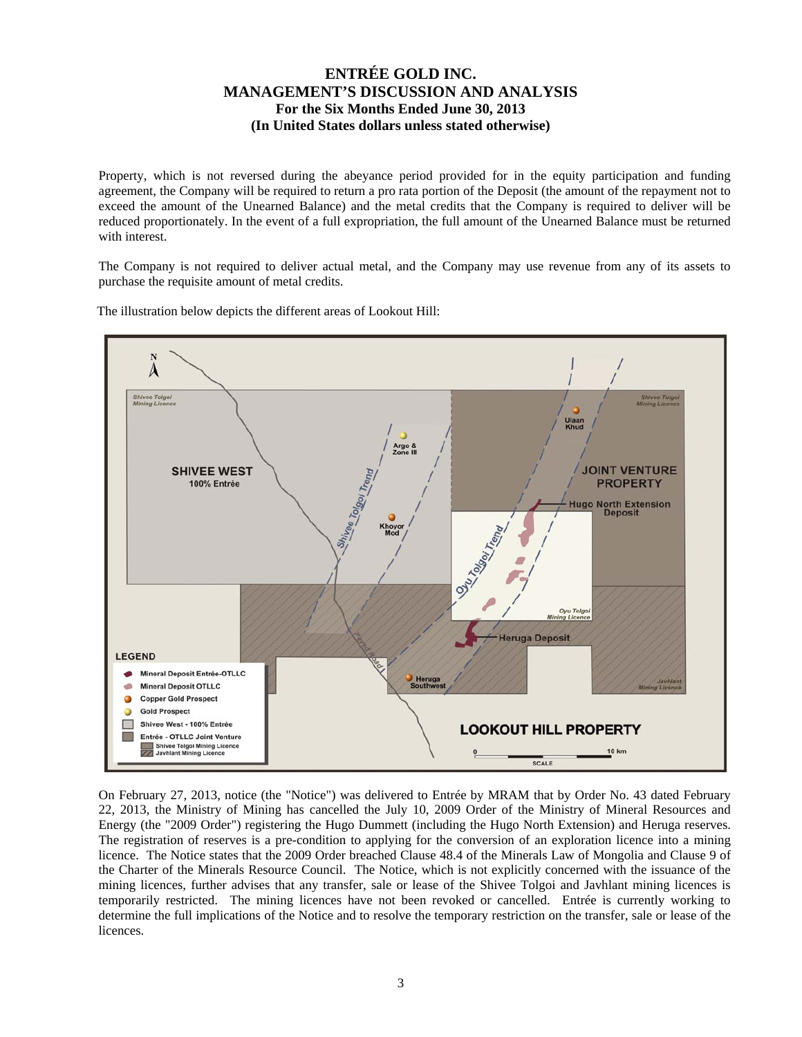Property, which is not reversed during the abeyance period provided for in the equity participation and funding agreement, the Company will be required to return a pro rata portion of the Deposit (the amount of the repayment not to exceed the amount of the Unearned Balance) and the metal credits that the Company is required to deliver will be reduced proportionately. In the event of a full expropriation, the full amount of the Unearned Balance must be returned with interest.

The Company is not required to deliver actual metal, and the Company may use revenue from any of its assets to purchase the requisite amount of metal credits.

The illustration below depicts the different areas of Lookout Hill:

On February 27, 2013, notice (the "Notice") was delivered to Entrée by MRAM that by Order No. 43 dated February 22, 2013, the Ministry of Mining has cancelled the July 10, 2009 Order of the Ministry of Mineral Resources and Energy (the "2009 Order") registering the Hugo Dummett (including the Hugo North Extension) and Heruga reserves. The registration of reserves is a pre-condition to applying for the conversion of an exploration licence into a mining licence. The Notice states that the 2009 Order breached Clause 48.4 of the Minerals Law of Mongolia and Clause 9 of the Charter of the Minerals Resource Council. The Notice, which is not explicitly concerned with the issuance of the mining licences, further advises that any transfer, sale or lease of the Shivee Tolgoi and Javhlant mining licences is temporarily restricted. The mining licences have not been revoked or cancelled. Entrée is currently working to determine the full implications of the Notice and to resolve the temporary restriction on the transfer, sale or lease of the licences.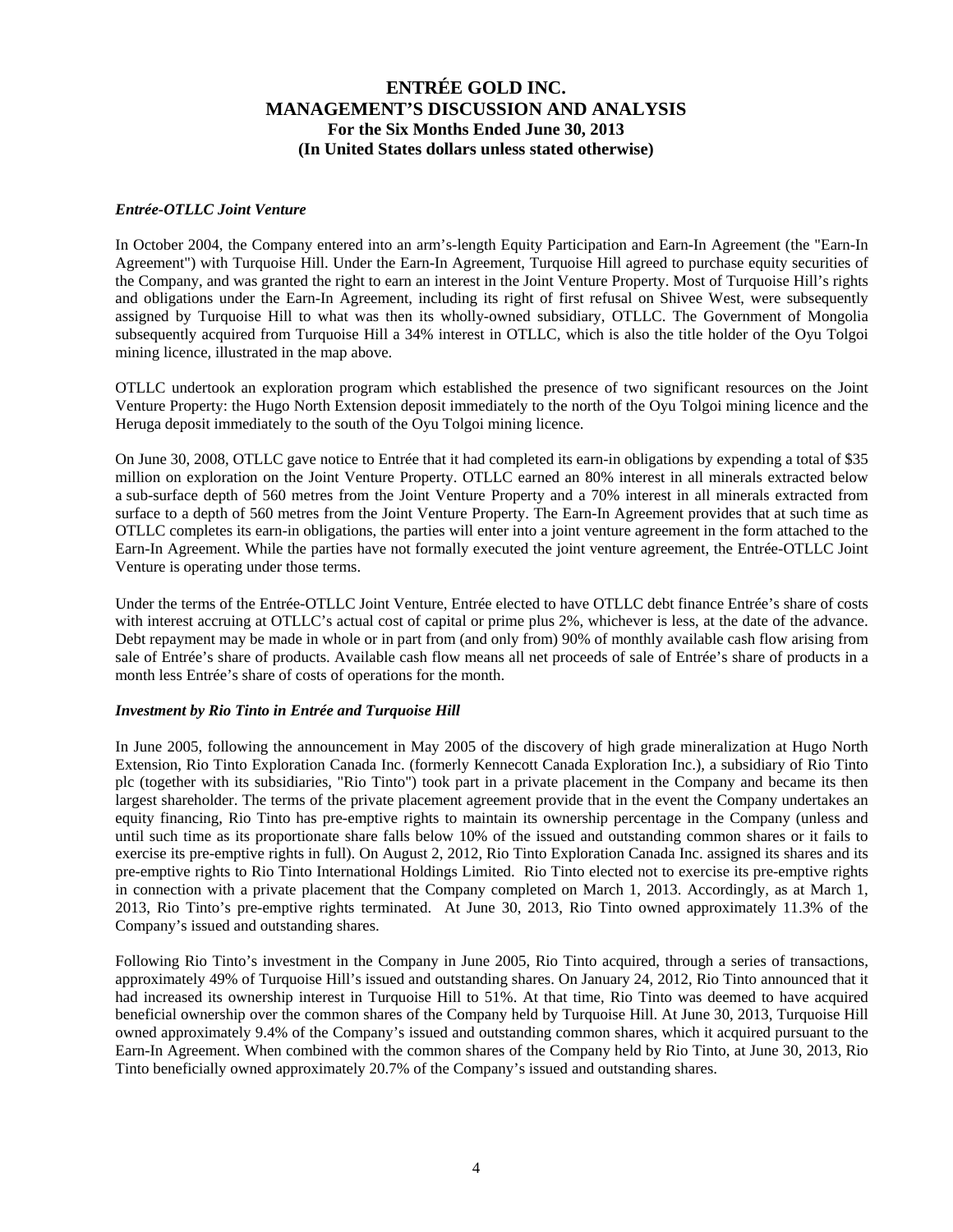***Entrée-OTLLC Joint Venture***

In October 2004, the Company entered into an arm's-length Equity Participation and Earn-In Agreement (the "Earn-In Agreement") with Turquoise Hill. Under the Earn-In Agreement, Turquoise Hill agreed to purchase equity securities of the Company, and was granted the right to earn an interest in the Joint Venture Property. Most of Turquoise Hill's rights and obligations under the Earn-In Agreement, including its right of first refusal on Shivee West, were subsequently assigned by Turquoise Hill to what was then its wholly-owned subsidiary, OTLLC. The Government of Mongolia subsequently acquired from Turquoise Hill a 34% interest in OTLLC, which is also the title holder of the Oyu Tolgoi mining licence, illustrated in the map above.

OTLLC undertook an exploration program which established the presence of two significant resources on the Joint Venture Property: the Hugo North Extension deposit immediately to the north of the Oyu Tolgoi mining licence and the Heruga deposit immediately to the south of the Oyu Tolgoi mining licence.

On June 30, 2008, OTLLC gave notice to Entrée that it had completed its earn-in obligations by expending a total of $35 million on exploration on the Joint Venture Property. OTLLC earned an 80% interest in all minerals extracted below a sub-surface depth of 560 metres from the Joint Venture Property and a 70% interest in all minerals extracted from surface to a depth of 560 metres from the Joint Venture Property. The Earn-In Agreement provides that at such time as OTLLC completes its earn-in obligations, the parties will enter into a joint venture agreement in the form attached to the Earn-In Agreement. While the parties have not formally executed the joint venture agreement, the Entrée-OTLLC Joint Venture is operating under those terms.

Under the terms of the Entrée-OTLLC Joint Venture, Entrée elected to have OTLLC debt finance Entrée's share of costs with interest accruing at OTLLC's actual cost of capital or prime plus 2%, whichever is less, at the date of the advance. Debt repayment may be made in whole or in part from (and only from) 90% of monthly available cash flow arising from sale of Entrée's share of products. Available cash flow means all net proceeds of sale of Entrée's share of products in a month less Entrée's share of costs of operations for the month.

***Investment by Rio Tinto in Entrée and Turquoise Hill***

In June 2005, following the announcement in May 2005 of the discovery of high grade mineralization at Hugo North Extension, Rio Tinto Exploration Canada Inc. (formerly Kennecott Canada Exploration Inc.), a subsidiary of Rio Tinto plc (together with its subsidiaries, "Rio Tinto") took part in a private placement in the Company and became its then largest shareholder. The terms of the private placement agreement provide that in the event the Company undertakes an equity financing, Rio Tinto has pre-emptive rights to maintain its ownership percentage in the Company (unless and until such time as its proportionate share falls below 10% of the issued and outstanding common shares or it fails to exercise its pre-emptive rights in full). On August 2, 2012, Rio Tinto Exploration Canada Inc. assigned its shares and its pre-emptive rights to Rio Tinto International Holdings Limited. Rio Tinto elected not to exercise its pre-emptive rights in connection with a private placement that the Company completed on March 1, 2013. Accordingly, as at March 1, 2013, Rio Tinto's pre-emptive rights terminated. At June 30, 2013, Rio Tinto owned approximately 11.3% of the Company's issued and outstanding shares.

Following Rio Tinto's investment in the Company in June 2005, Rio Tinto acquired, through a series of transactions, approximately 49% of Turquoise Hill's issued and outstanding shares. On January 24, 2012, Rio Tinto announced that it had increased its ownership interest in Turquoise Hill to 51%. At that time, Rio Tinto was deemed to have acquired beneficial ownership over the common shares of the Company held by Turquoise Hill. At June 30, 2013, Turquoise Hill owned approximately 9.4% of the Company's issued and outstanding common shares, which it acquired pursuant to the Earn-In Agreement. When combined with the common shares of the Company held by Rio Tinto, at June 30, 2013, Rio Tinto beneficially owned approximately 20.7% of the Company's issued and outstanding shares.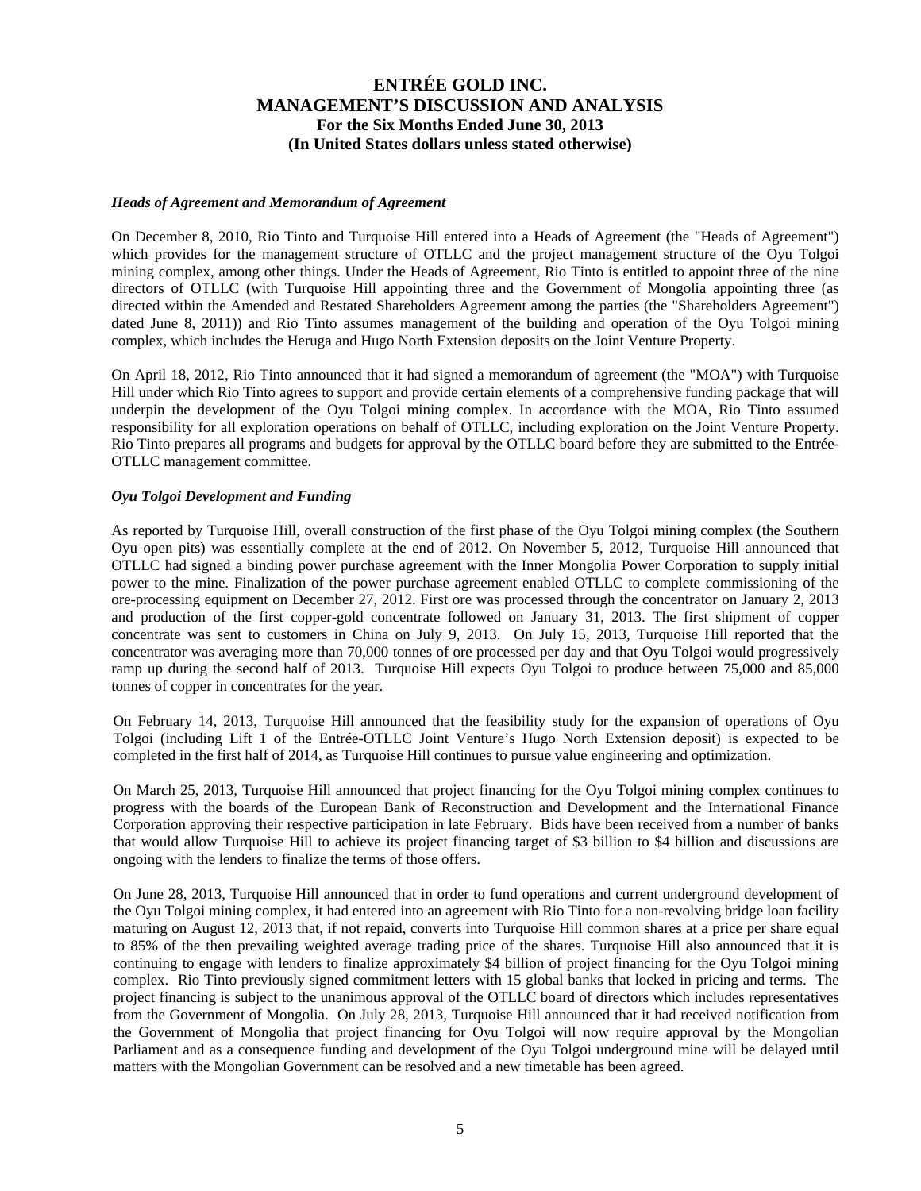***Heads of Agreement and Memorandum of Agreement***

On December 8, 2010, Rio Tinto and Turquoise Hill entered into a Heads of Agreement (the "Heads of Agreement") which provides for the management structure of OTLLC and the project management structure of the Oyu Tolgoi mining complex, among other things. Under the Heads of Agreement, Rio Tinto is entitled to appoint three of the nine directors of OTLLC (with Turquoise Hill appointing three and the Government of Mongolia appointing three (as directed within the Amended and Restated Shareholders Agreement among the parties (the "Shareholders Agreement") dated June 8, 2011)) and Rio Tinto assumes management of the building and operation of the Oyu Tolgoi mining complex, which includes the Heruga and Hugo North Extension deposits on the Joint Venture Property.

On April 18, 2012, Rio Tinto announced that it had signed a memorandum of agreement (the "MOA") with Turquoise Hill under which Rio Tinto agrees to support and provide certain elements of a comprehensive funding package that will underpin the development of the Oyu Tolgoi mining complex. In accordance with the MOA, Rio Tinto assumed responsibility for all exploration operations on behalf of OTLLC, including exploration on the Joint Venture Property. Rio Tinto prepares all programs and budgets for approval by the OTLLC board before they are submitted to the Entrée-OTLLC management committee.

***Oyu Tolgoi Development and Funding***

As reported by Turquoise Hill, overall construction of the first phase of the Oyu Tolgoi mining complex (the Southern Oyu open pits) was essentially complete at the end of 2012. On November 5, 2012, Turquoise Hill announced that OTLLC had signed a binding power purchase agreement with the Inner Mongolia Power Corporation to supply initial power to the mine. Finalization of the power purchase agreement enabled OTLLC to complete commissioning of the ore-processing equipment on December 27, 2012. First ore was processed through the concentrator on January 2, 2013 and production of the first copper-gold concentrate followed on January 31, 2013. The first shipment of copper concentrate was sent to customers in China on July 9, 2013. On July 15, 2013, Turquoise Hill reported that the concentrator was averaging more than 70,000 tonnes of ore processed per day and that Oyu Tolgoi would progressively ramp up during the second half of 2013. Turquoise Hill expects Oyu Tolgoi to produce between 75,000 and 85,000 tonnes of copper in concentrates for the year.

On February 14, 2013, Turquoise Hill announced that the feasibility study for the expansion of operations of Oyu Tolgoi (including Lift 1 of the Entrée-OTLLC Joint Venture's Hugo North Extension deposit) is expected to be completed in the first half of 2014, as Turquoise Hill continues to pursue value engineering and optimization.

On March 25, 2013, Turquoise Hill announced that project financing for the Oyu Tolgoi mining complex continues to progress with the boards of the European Bank of Reconstruction and Development and the International Finance Corporation approving their respective participation in late February. Bids have been received from a number of banks that would allow Turquoise Hill to achieve its project financing target of $3 billion to $4 billion and discussions are ongoing with the lenders to finalize the terms of those offers.

On June 28, 2013, Turquoise Hill announced that in order to fund operations and current underground development of the Oyu Tolgoi mining complex, it had entered into an agreement with Rio Tinto for a non-revolving bridge loan facility maturing on August 12, 2013 that, if not repaid, converts into Turquoise Hill common shares at a price per share equal to 85% of the then prevailing weighted average trading price of the shares. Turquoise Hill also announced that it is continuing to engage with lenders to finalize approximately $4 billion of project financing for the Oyu Tolgoi mining complex. Rio Tinto previously signed commitment letters with 15 global banks that locked in pricing and terms. The project financing is subject to the unanimous approval of the OTLLC board of directors which includes representatives from the Government of Mongolia. On July 28, 2013, Turquoise Hill announced that it had received notification from the Government of Mongolia that project financing for Oyu Tolgoi will now require approval by the Mongolian Parliament and as a consequence funding and development of the Oyu Tolgoi underground mine will be delayed until matters with the Mongolian Government can be resolved and a new timetable has been agreed.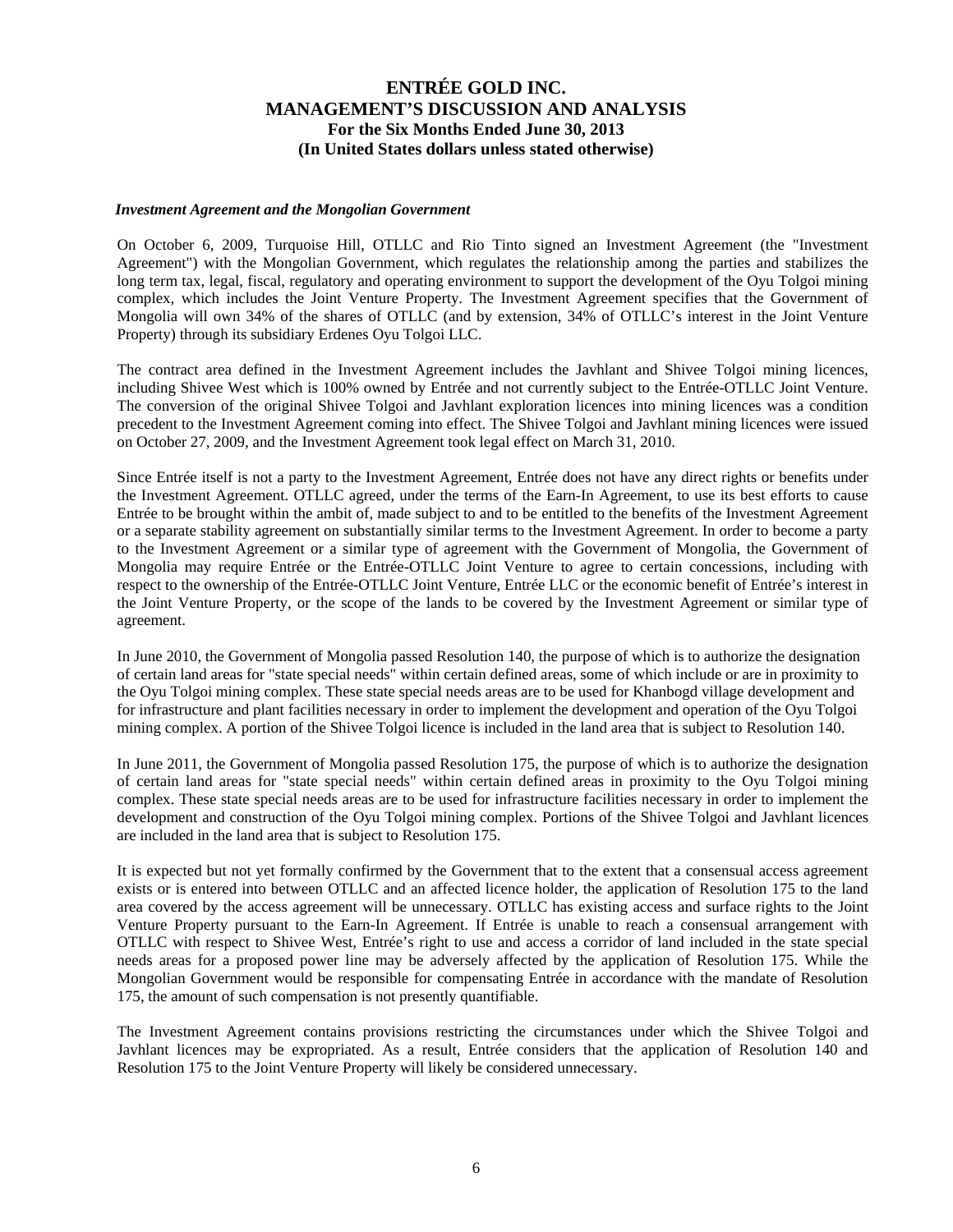### *Investment Agreement and the Mongolian Government*

On October 6, 2009, Turquoise Hill, OTLLC and Rio Tinto signed an Investment Agreement (the "Investment Agreement") with the Mongolian Government, which regulates the relationship among the parties and stabilizes the long term tax, legal, fiscal, regulatory and operating environment to support the development of the Oyu Tolgoi mining complex, which includes the Joint Venture Property. The Investment Agreement specifies that the Government of Mongolia will own 34% of the shares of OTLLC (and by extension, 34% of OTLLC's interest in the Joint Venture Property) through its subsidiary Erdenes Oyu Tolgoi LLC.

The contract area defined in the Investment Agreement includes the Javhlant and Shivee Tolgoi mining licences, including Shivee West which is 100% owned by Entrée and not currently subject to the Entrée-OTLLC Joint Venture. The conversion of the original Shivee Tolgoi and Javhlant exploration licences into mining licences was a condition precedent to the Investment Agreement coming into effect. The Shivee Tolgoi and Javhlant mining licences were issued on October 27, 2009, and the Investment Agreement took legal effect on March 31, 2010.

Since Entrée itself is not a party to the Investment Agreement, Entrée does not have any direct rights or benefits under the Investment Agreement. OTLLC agreed, under the terms of the Earn-In Agreement, to use its best efforts to cause Entrée to be brought within the ambit of, made subject to and to be entitled to the benefits of the Investment Agreement or a separate stability agreement on substantially similar terms to the Investment Agreement. In order to become a party to the Investment Agreement or a similar type of agreement with the Government of Mongolia, the Government of Mongolia may require Entrée or the Entrée-OTLLC Joint Venture to agree to certain concessions, including with respect to the ownership of the Entrée-OTLLC Joint Venture, Entrée LLC or the economic benefit of Entrée's interest in the Joint Venture Property, or the scope of the lands to be covered by the Investment Agreement or similar type of agreement.

In June 2010, the Government of Mongolia passed Resolution 140, the purpose of which is to authorize the designation of certain land areas for "state special needs" within certain defined areas, some of which include or are in proximity to the Oyu Tolgoi mining complex. These state special needs areas are to be used for Khanbogd village development and for infrastructure and plant facilities necessary in order to implement the development and operation of the Oyu Tolgoi mining complex. A portion of the Shivee Tolgoi licence is included in the land area that is subject to Resolution 140.

In June 2011, the Government of Mongolia passed Resolution 175, the purpose of which is to authorize the designation of certain land areas for "state special needs" within certain defined areas in proximity to the Oyu Tolgoi mining complex. These state special needs areas are to be used for infrastructure facilities necessary in order to implement the development and construction of the Oyu Tolgoi mining complex. Portions of the Shivee Tolgoi and Javhlant licences are included in the land area that is subject to Resolution 175.

It is expected but not yet formally confirmed by the Government that to the extent that a consensual access agreement exists or is entered into between OTLLC and an affected licence holder, the application of Resolution 175 to the land area covered by the access agreement will be unnecessary. OTLLC has existing access and surface rights to the Joint Venture Property pursuant to the Earn-In Agreement. If Entrée is unable to reach a consensual arrangement with OTLLC with respect to Shivee West, Entrée's right to use and access a corridor of land included in the state special needs areas for a proposed power line may be adversely affected by the application of Resolution 175. While the Mongolian Government would be responsible for compensating Entrée in accordance with the mandate of Resolution 175, the amount of such compensation is not presently quantifiable.

The Investment Agreement contains provisions restricting the circumstances under which the Shivee Tolgoi and Javhlant licences may be expropriated. As a result, Entrée considers that the application of Resolution 140 and Resolution 175 to the Joint Venture Property will likely be considered unnecessary.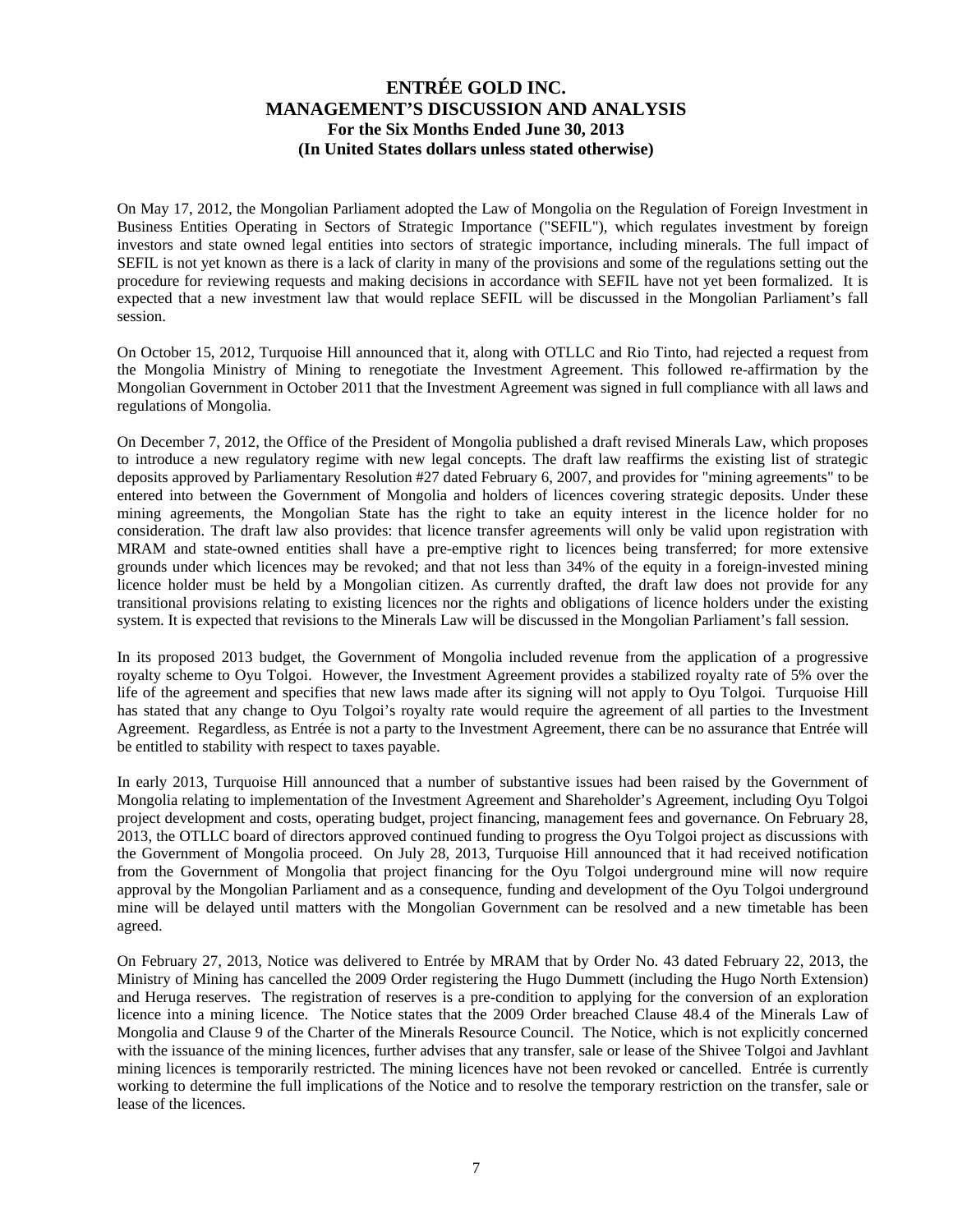On May 17, 2012, the Mongolian Parliament adopted the Law of Mongolia on the Regulation of Foreign Investment in Business Entities Operating in Sectors of Strategic Importance ("SEFIL"), which regulates investment by foreign investors and state owned legal entities into sectors of strategic importance, including minerals. The full impact of SEFIL is not yet known as there is a lack of clarity in many of the provisions and some of the regulations setting out the procedure for reviewing requests and making decisions in accordance with SEFIL have not yet been formalized. It is expected that a new investment law that would replace SEFIL will be discussed in the Mongolian Parliament's fall session.

On October 15, 2012, Turquoise Hill announced that it, along with OTLLC and Rio Tinto, had rejected a request from the Mongolia Ministry of Mining to renegotiate the Investment Agreement. This followed re-affirmation by the Mongolian Government in October 2011 that the Investment Agreement was signed in full compliance with all laws and regulations of Mongolia.

On December 7, 2012, the Office of the President of Mongolia published a draft revised Minerals Law, which proposes to introduce a new regulatory regime with new legal concepts. The draft law reaffirms the existing list of strategic deposits approved by Parliamentary Resolution #27 dated February 6, 2007, and provides for "mining agreements" to be entered into between the Government of Mongolia and holders of licences covering strategic deposits. Under these mining agreements, the Mongolian State has the right to take an equity interest in the licence holder for no consideration. The draft law also provides: that licence transfer agreements will only be valid upon registration with MRAM and state-owned entities shall have a pre-emptive right to licences being transferred; for more extensive grounds under which licences may be revoked; and that not less than 34% of the equity in a foreign-invested mining licence holder must be held by a Mongolian citizen. As currently drafted, the draft law does not provide for any transitional provisions relating to existing licences nor the rights and obligations of licence holders under the existing system. It is expected that revisions to the Minerals Law will be discussed in the Mongolian Parliament's fall session.

In its proposed 2013 budget, the Government of Mongolia included revenue from the application of a progressive royalty scheme to Oyu Tolgoi. However, the Investment Agreement provides a stabilized royalty rate of 5% over the life of the agreement and specifies that new laws made after its signing will not apply to Oyu Tolgoi. Turquoise Hill has stated that any change to Oyu Tolgoi's royalty rate would require the agreement of all parties to the Investment Agreement. Regardless, as Entrée is not a party to the Investment Agreement, there can be no assurance that Entrée will be entitled to stability with respect to taxes payable.

In early 2013, Turquoise Hill announced that a number of substantive issues had been raised by the Government of Mongolia relating to implementation of the Investment Agreement and Shareholder's Agreement, including Oyu Tolgoi project development and costs, operating budget, project financing, management fees and governance. On February 28, 2013, the OTLLC board of directors approved continued funding to progress the Oyu Tolgoi project as discussions with the Government of Mongolia proceed. On July 28, 2013, Turquoise Hill announced that it had received notification from the Government of Mongolia that project financing for the Oyu Tolgoi underground mine will now require approval by the Mongolian Parliament and as a consequence, funding and development of the Oyu Tolgoi underground mine will be delayed until matters with the Mongolian Government can be resolved and a new timetable has been agreed.

On February 27, 2013, Notice was delivered to Entrée by MRAM that by Order No. 43 dated February 22, 2013, the Ministry of Mining has cancelled the 2009 Order registering the Hugo Dummett (including the Hugo North Extension) and Heruga reserves. The registration of reserves is a pre-condition to applying for the conversion of an exploration licence into a mining licence. The Notice states that the 2009 Order breached Clause 48.4 of the Minerals Law of Mongolia and Clause 9 of the Charter of the Minerals Resource Council. The Notice, which is not explicitly concerned with the issuance of the mining licences, further advises that any transfer, sale or lease of the Shivee Tolgoi and Javhlant mining licences is temporarily restricted. The mining licences have not been revoked or cancelled. Entrée is currently working to determine the full implications of the Notice and to resolve the temporary restriction on the transfer, sale or lease of the licences.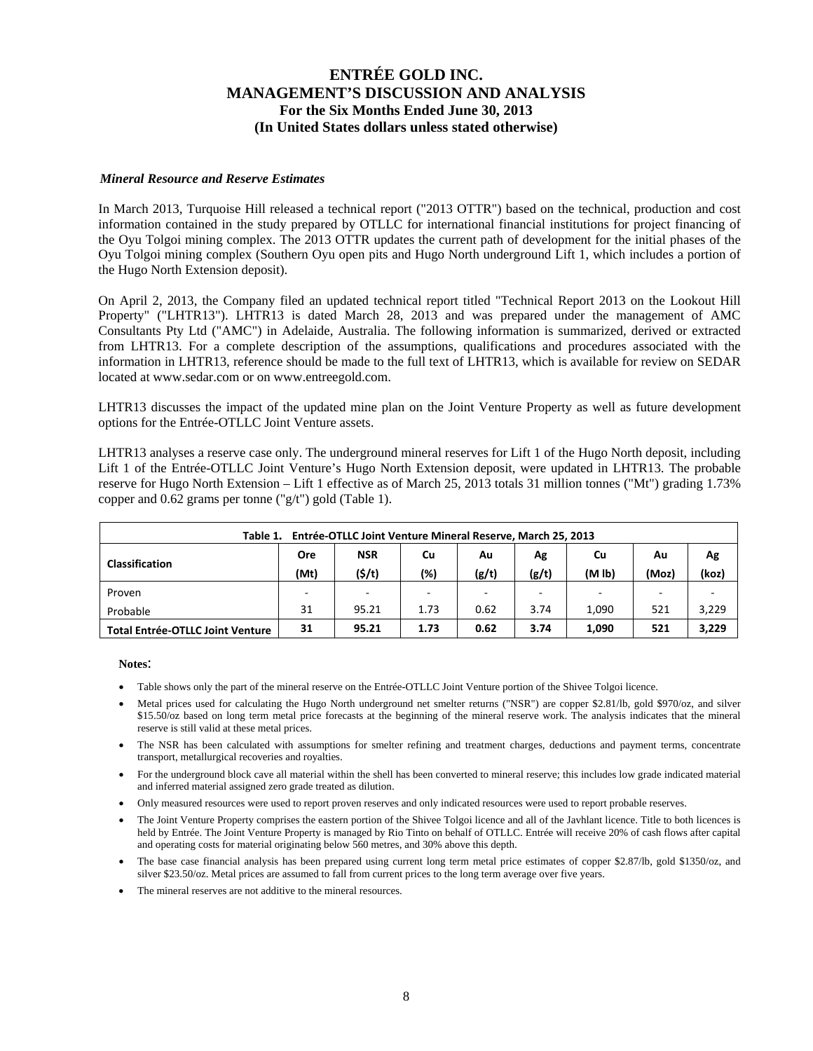#### *Mineral Resource and Reserve Estimates*

In March 2013, Turquoise Hill released a technical report ("2013 OTTR") based on the technical, production and cost information contained in the study prepared by OTLLC for international financial institutions for project financing of the Oyu Tolgoi mining complex. The 2013 OTTR updates the current path of development for the initial phases of the Oyu Tolgoi mining complex (Southern Oyu open pits and Hugo North underground Lift 1, which includes a portion of the Hugo North Extension deposit).

On April 2, 2013, the Company filed an updated technical report titled "Technical Report 2013 on the Lookout Hill Property" ("LHTR13"). LHTR13 is dated March 28, 2013 and was prepared under the management of AMC Consultants Pty Ltd ("AMC") in Adelaide, Australia. The following information is summarized, derived or extracted from LHTR13. For a complete description of the assumptions, qualifications and procedures associated with the information in LHTR13, reference should be made to the full text of LHTR13, which is available for review on SEDAR located at www.sedar.com or on www.entreegold.com.

LHTR13 discusses the impact of the updated mine plan on the Joint Venture Property as well as future development options for the Entrée-OTLLC Joint Venture assets.

LHTR13 analyses a reserve case only. The underground mineral reserves for Lift 1 of the Hugo North deposit, including Lift 1 of the Entrée-OTLLC Joint Venture's Hugo North Extension deposit, were updated in LHTR13. The probable reserve for Hugo North Extension – Lift 1 effective as of March 25, 2013 totals 31 million tonnes ("Mt") grading 1.73% copper and 0.62 grams per tonne ("g/t") gold (Table 1).

**Table 1. Entrée-OTLLC Joint Venture Mineral Reserve, March 25, 2013**

| Classification | Ore (Mt) | NSR ($/t) | Cu (%) | Au (g/t) | Ag (g/t) | Cu (M lb) | Au (Moz) | Ag (koz) |
|---|---|---|---|---|---|---|---|---|
| Proven | - | - | - | - | - | - | - | - |
| Probable | 31 | 95.21 | 1.73 | 0.62 | 3.74 | 1,090 | 521 | 3,229 |
| **Total Entrée-OTLLC Joint Venture** | **31** | **95.21** | **1.73** | **0.62** | **3.74** | **1,090** | **521** | **3,229** |

**Notes**:

- Table shows only the part of the mineral reserve on the Entrée-OTLLC Joint Venture portion of the Shivee Tolgoi licence.
- Metal prices used for calculating the Hugo North underground net smelter returns ("NSR") are copper $2.81/lb, gold $970/oz, and silver $15.50/oz based on long term metal price forecasts at the beginning of the mineral reserve work. The analysis indicates that the mineral reserve is still valid at these metal prices.
- The NSR has been calculated with assumptions for smelter refining and treatment charges, deductions and payment terms, concentrate transport, metallurgical recoveries and royalties.
- For the underground block cave all material within the shell has been converted to mineral reserve; this includes low grade indicated material and inferred material assigned zero grade treated as dilution.
- Only measured resources were used to report proven reserves and only indicated resources were used to report probable reserves.
- The Joint Venture Property comprises the eastern portion of the Shivee Tolgoi licence and all of the Javhlant licence. Title to both licences is held by Entrée. The Joint Venture Property is managed by Rio Tinto on behalf of OTLLC. Entrée will receive 20% of cash flows after capital and operating costs for material originating below 560 metres, and 30% above this depth.
- The base case financial analysis has been prepared using current long term metal price estimates of copper $2.87/lb, gold $1350/oz, and silver $23.50/oz. Metal prices are assumed to fall from current prices to the long term average over five years.
- The mineral reserves are not additive to the mineral resources.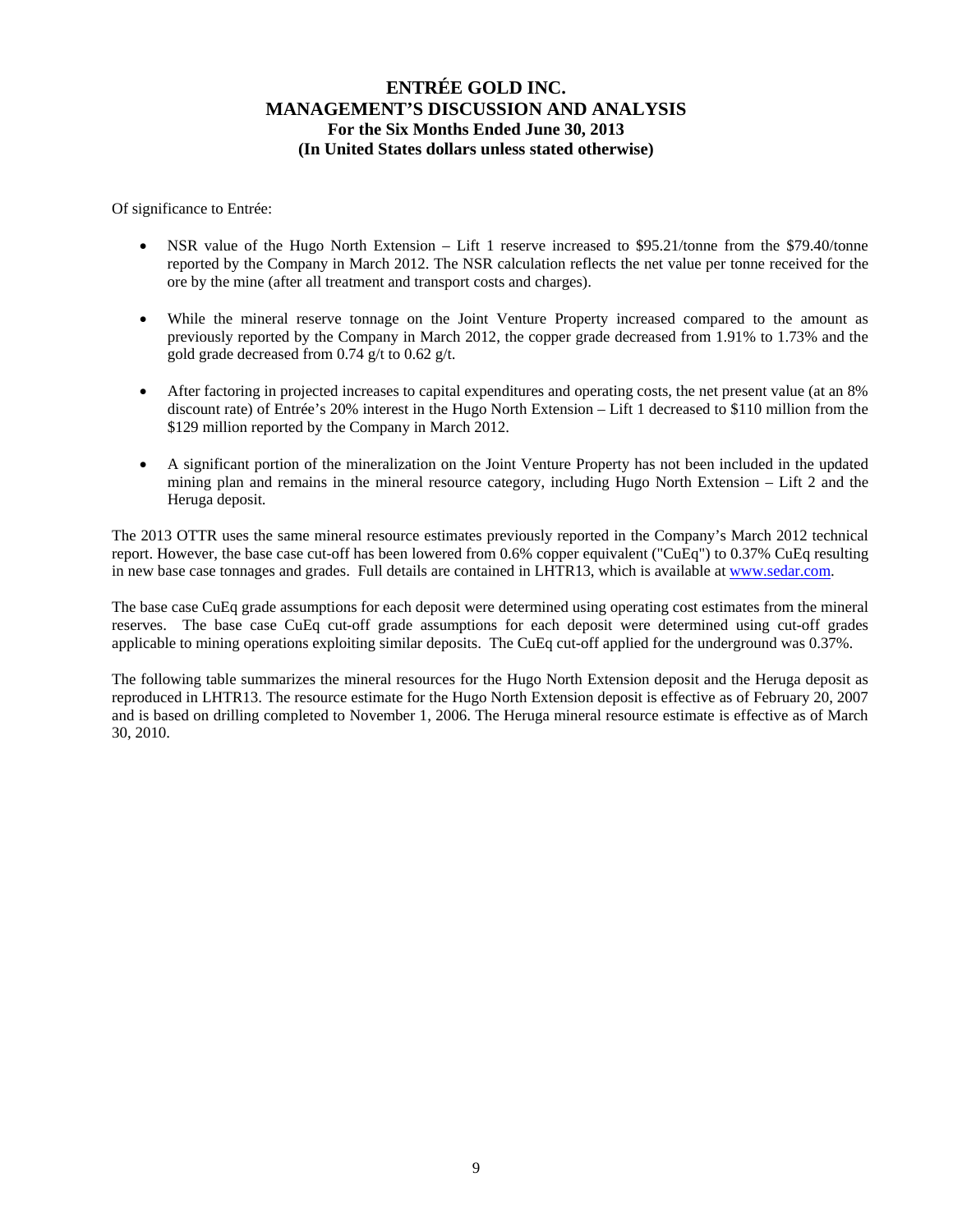Of significance to Entrée:

- NSR value of the Hugo North Extension – Lift 1 reserve increased to \$95.21/tonne from the \$79.40/tonne reported by the Company in March 2012. The NSR calculation reflects the net value per tonne received for the ore by the mine (after all treatment and transport costs and charges).

- While the mineral reserve tonnage on the Joint Venture Property increased compared to the amount as previously reported by the Company in March 2012, the copper grade decreased from 1.91% to 1.73% and the gold grade decreased from 0.74 g/t to 0.62 g/t.

- After factoring in projected increases to capital expenditures and operating costs, the net present value (at an 8% discount rate) of Entrée's 20% interest in the Hugo North Extension – Lift 1 decreased to \$110 million from the \$129 million reported by the Company in March 2012.

- A significant portion of the mineralization on the Joint Venture Property has not been included in the updated mining plan and remains in the mineral resource category, including Hugo North Extension – Lift 2 and the Heruga deposit.

The 2013 OTTR uses the same mineral resource estimates previously reported in the Company's March 2012 technical report. However, the base case cut-off has been lowered from 0.6% copper equivalent ("CuEq") to 0.37% CuEq resulting in new base case tonnages and grades. Full details are contained in LHTR13, which is available at www.sedar.com.

The base case CuEq grade assumptions for each deposit were determined using operating cost estimates from the mineral reserves. The base case CuEq cut-off grade assumptions for each deposit were determined using cut-off grades applicable to mining operations exploiting similar deposits. The CuEq cut-off applied for the underground was 0.37%.

The following table summarizes the mineral resources for the Hugo North Extension deposit and the Heruga deposit as reproduced in LHTR13. The resource estimate for the Hugo North Extension deposit is effective as of February 20, 2007 and is based on drilling completed to November 1, 2006. The Heruga mineral resource estimate is effective as of March 30, 2010.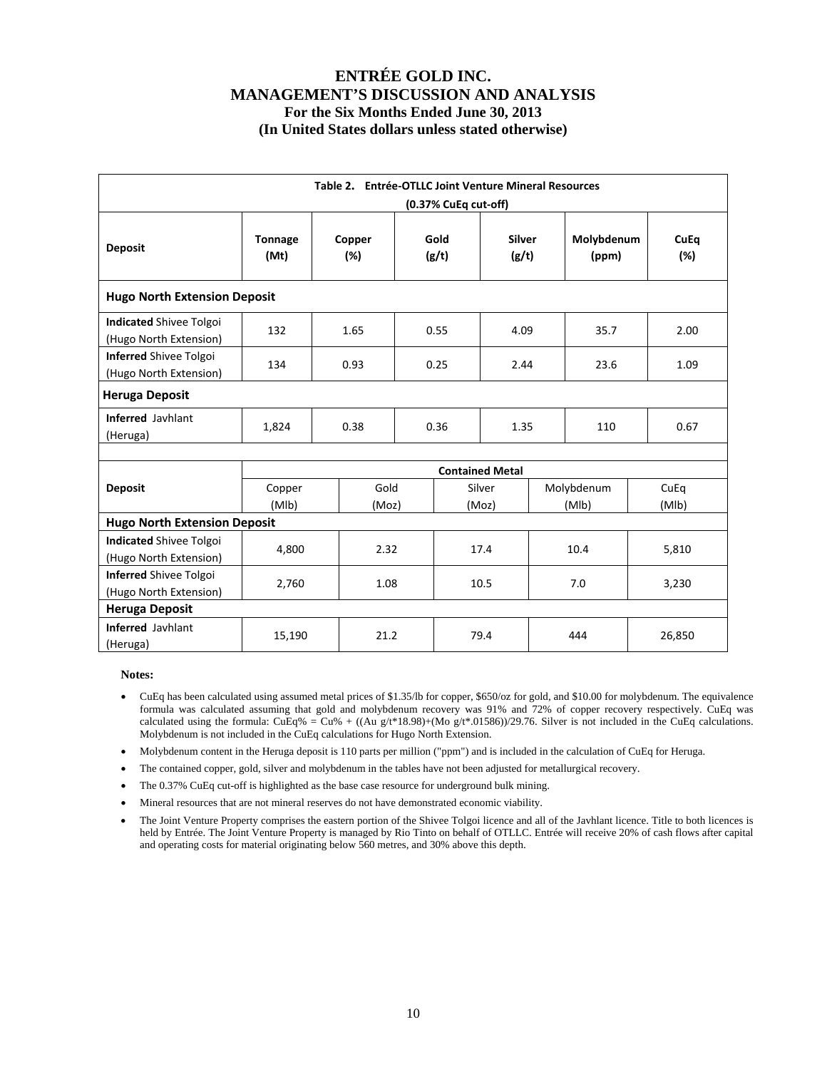# ENTRÉE GOLD INC.
# MANAGEMENT'S DISCUSSION AND ANALYSIS
## For the Six Months Ended June 30, 2013
## (In United States dollars unless stated otherwise)

**Table 2. Entrée-OTLLC Joint Venture Mineral Resources (0.37% CuEq cut-off)**

| Deposit | Tonnage (Mt) | Copper (%) | Gold (g/t) | Silver (g/t) | Molybdenum (ppm) | CuEq (%) |
|---|---|---|---|---|---|---|
| **Hugo North Extension Deposit** | | | | | | |
| **Indicated** Shivee Tolgoi (Hugo North Extension) | 132 | 1.65 | 0.55 | 4.09 | 35.7 | 2.00 |
| **Inferred** Shivee Tolgoi (Hugo North Extension) | 134 | 0.93 | 0.25 | 2.44 | 23.6 | 1.09 |
| **Heruga Deposit** | | | | | | |
| **Inferred** Javhlant (Heruga) | 1,824 | 0.38 | 0.36 | 1.35 | 110 | 0.67 |

| Deposit | Contained Metal | | | | |
|---|---|---|---|---|---|
| | Copper (Mlb) | Gold (Moz) | Silver (Moz) | Molybdenum (Mlb) | CuEq (Mlb) |
| **Hugo North Extension Deposit** | | | | | |
| **Indicated** Shivee Tolgoi (Hugo North Extension) | 4,800 | 2.32 | 17.4 | 10.4 | 5,810 |
| **Inferred** Shivee Tolgoi (Hugo North Extension) | 2,760 | 1.08 | 10.5 | 7.0 | 3,230 |
| **Heruga Deposit** | | | | | |
| **Inferred** Javhlant (Heruga) | 15,190 | 21.2 | 79.4 | 444 | 26,850 |

**Notes:**

- CuEq has been calculated using assumed metal prices of $1.35/lb for copper, $650/oz for gold, and $10.00 for molybdenum. The equivalence formula was calculated assuming that gold and molybdenum recovery was 91% and 72% of copper recovery respectively. CuEq was calculated using the formula: CuEq% = Cu% + ((Au g/t*18.98)+(Mo g/t*.01586))/29.76. Silver is not included in the CuEq calculations. Molybdenum is not included in the CuEq calculations for Hugo North Extension.
- Molybdenum content in the Heruga deposit is 110 parts per million ("ppm") and is included in the calculation of CuEq for Heruga.
- The contained copper, gold, silver and molybdenum in the tables have not been adjusted for metallurgical recovery.
- The 0.37% CuEq cut-off is highlighted as the base case resource for underground bulk mining.
- Mineral resources that are not mineral reserves do not have demonstrated economic viability.
- The Joint Venture Property comprises the eastern portion of the Shivee Tolgoi licence and all of the Javhlant licence. Title to both licences is held by Entrée. The Joint Venture Property is managed by Rio Tinto on behalf of OTLLC. Entrée will receive 20% of cash flows after capital and operating costs for material originating below 560 metres, and 30% above this depth.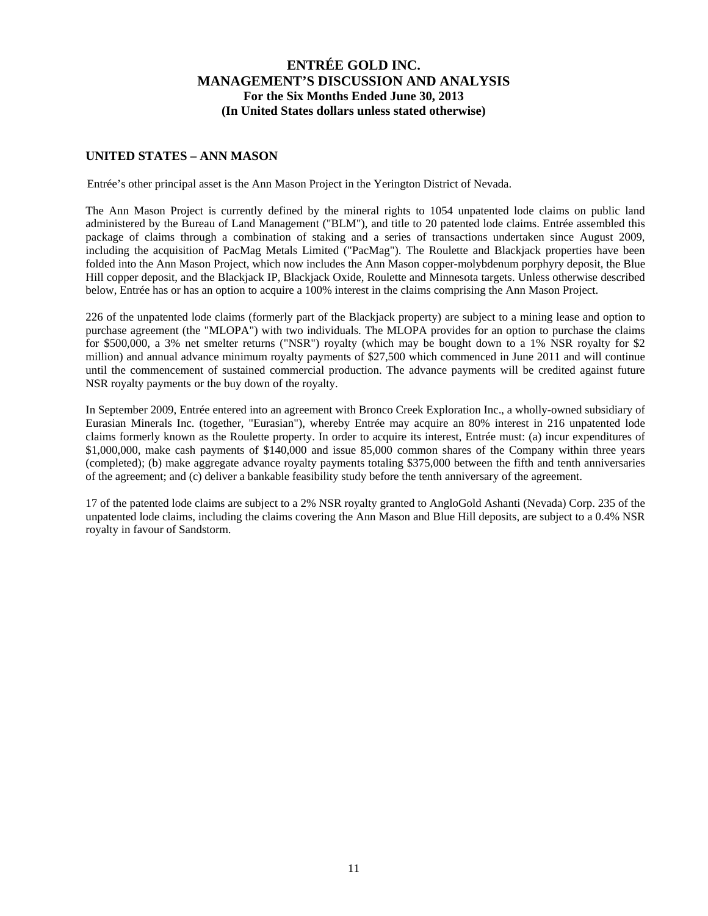## UNITED STATES – ANN MASON

Entrée's other principal asset is the Ann Mason Project in the Yerington District of Nevada.

The Ann Mason Project is currently defined by the mineral rights to 1054 unpatented lode claims on public land administered by the Bureau of Land Management ("BLM"), and title to 20 patented lode claims. Entrée assembled this package of claims through a combination of staking and a series of transactions undertaken since August 2009, including the acquisition of PacMag Metals Limited ("PacMag"). The Roulette and Blackjack properties have been folded into the Ann Mason Project, which now includes the Ann Mason copper-molybdenum porphyry deposit, the Blue Hill copper deposit, and the Blackjack IP, Blackjack Oxide, Roulette and Minnesota targets. Unless otherwise described below, Entrée has or has an option to acquire a 100% interest in the claims comprising the Ann Mason Project.

226 of the unpatented lode claims (formerly part of the Blackjack property) are subject to a mining lease and option to purchase agreement (the "MLOPA") with two individuals. The MLOPA provides for an option to purchase the claims for $500,000, a 3% net smelter returns ("NSR") royalty (which may be bought down to a 1% NSR royalty for $2 million) and annual advance minimum royalty payments of $27,500 which commenced in June 2011 and will continue until the commencement of sustained commercial production. The advance payments will be credited against future NSR royalty payments or the buy down of the royalty.

In September 2009, Entrée entered into an agreement with Bronco Creek Exploration Inc., a wholly-owned subsidiary of Eurasian Minerals Inc. (together, "Eurasian"), whereby Entrée may acquire an 80% interest in 216 unpatented lode claims formerly known as the Roulette property. In order to acquire its interest, Entrée must: (a) incur expenditures of $1,000,000, make cash payments of $140,000 and issue 85,000 common shares of the Company within three years (completed); (b) make aggregate advance royalty payments totaling $375,000 between the fifth and tenth anniversaries of the agreement; and (c) deliver a bankable feasibility study before the tenth anniversary of the agreement.

17 of the patented lode claims are subject to a 2% NSR royalty granted to AngloGold Ashanti (Nevada) Corp. 235 of the unpatented lode claims, including the claims covering the Ann Mason and Blue Hill deposits, are subject to a 0.4% NSR royalty in favour of Sandstorm.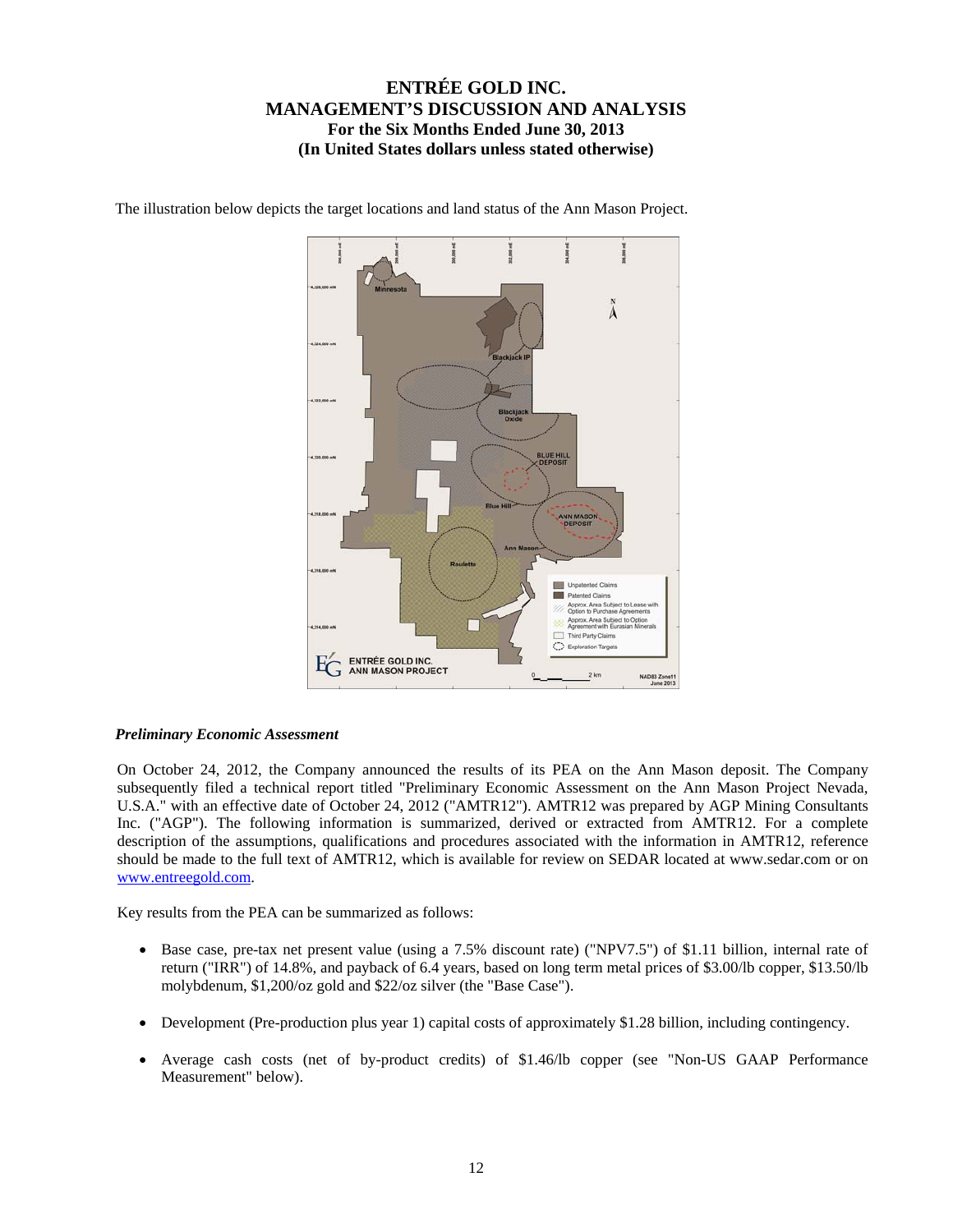The illustration below depicts the target locations and land status of the Ann Mason Project.

### *Preliminary Economic Assessment*

On October 24, 2012, the Company announced the results of its PEA on the Ann Mason deposit. The Company subsequently filed a technical report titled "Preliminary Economic Assessment on the Ann Mason Project Nevada, U.S.A." with an effective date of October 24, 2012 ("AMTR12"). AMTR12 was prepared by AGP Mining Consultants Inc. ("AGP"). The following information is summarized, derived or extracted from AMTR12. For a complete description of the assumptions, qualifications and procedures associated with the information in AMTR12, reference should be made to the full text of AMTR12, which is available for review on SEDAR located at www.sedar.com or on www.entreegold.com.

Key results from the PEA can be summarized as follows:

- Base case, pre-tax net present value (using a 7.5% discount rate) ("NPV7.5") of $1.11 billion, internal rate of return ("IRR") of 14.8%, and payback of 6.4 years, based on long term metal prices of $3.00/lb copper, $13.50/lb molybdenum, $1,200/oz gold and $22/oz silver (the "Base Case").
- Development (Pre-production plus year 1) capital costs of approximately $1.28 billion, including contingency.
- Average cash costs (net of by-product credits) of $1.46/lb copper (see "Non-US GAAP Performance Measurement" below).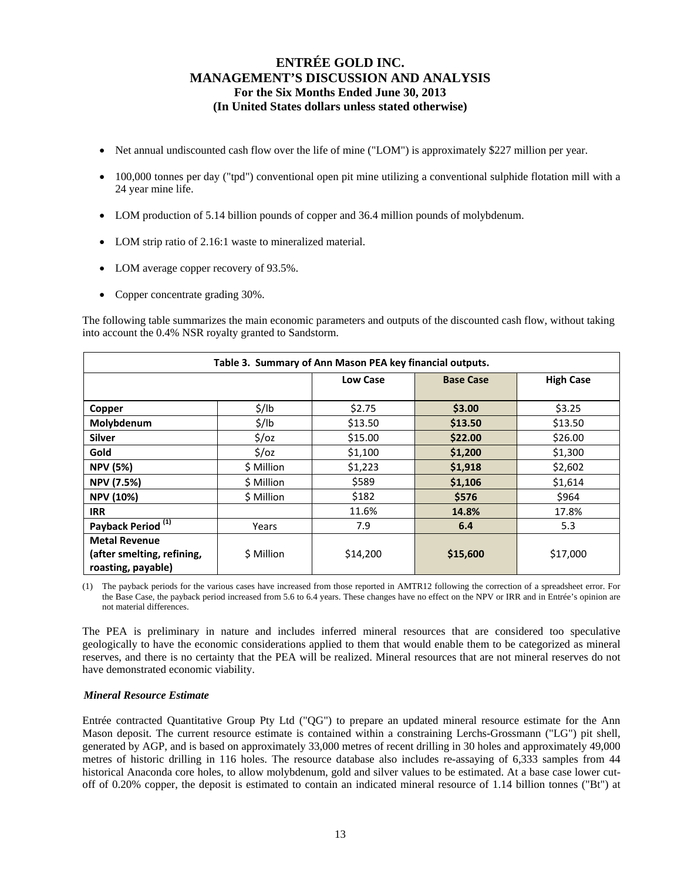- Net annual undiscounted cash flow over the life of mine ("LOM") is approximately $227 million per year.
- 100,000 tonnes per day ("tpd") conventional open pit mine utilizing a conventional sulphide flotation mill with a 24 year mine life.
- LOM production of 5.14 billion pounds of copper and 36.4 million pounds of molybdenum.
- LOM strip ratio of 2.16:1 waste to mineralized material.
- LOM average copper recovery of 93.5%.
- Copper concentrate grading 30%.

The following table summarizes the main economic parameters and outputs of the discounted cash flow, without taking into account the 0.4% NSR royalty granted to Sandstorm.

**Table 3. Summary of Ann Mason PEA key financial outputs.**

| | | Low Case | Base Case | High Case |
|---|---|---|---|---|
| **Copper** | $/lb | $2.75 | **$3.00** | $3.25 |
| **Molybdenum** | $/lb | $13.50 | **$13.50** | $13.50 |
| **Silver** | $/oz | $15.00 | **$22.00** | $26.00 |
| **Gold** | $/oz | $1,100 | **$1,200** | $1,300 |
| **NPV (5%)** | $ Million | $1,223 | **$1,918** | $2,602 |
| **NPV (7.5%)** | $ Million | $589 | **$1,106** | $1,614 |
| **NPV (10%)** | $ Million | $182 | **$576** | $964 |
| **IRR** | | 11.6% | **14.8%** | 17.8% |
| **Payback Period (1)** | Years | 7.9 | **6.4** | 5.3 |
| **Metal Revenue (after smelting, refining, roasting, payable)** | $ Million | $14,200 | **$15,600** | $17,000 |

(1) The payback periods for the various cases have increased from those reported in AMTR12 following the correction of a spreadsheet error. For the Base Case, the payback period increased from 5.6 to 6.4 years. These changes have no effect on the NPV or IRR and in Entrée's opinion are not material differences.

The PEA is preliminary in nature and includes inferred mineral resources that are considered too speculative geologically to have the economic considerations applied to them that would enable them to be categorized as mineral reserves, and there is no certainty that the PEA will be realized. Mineral resources that are not mineral reserves do not have demonstrated economic viability.

***Mineral Resource Estimate***

Entrée contracted Quantitative Group Pty Ltd ("QG") to prepare an updated mineral resource estimate for the Ann Mason deposit. The current resource estimate is contained within a constraining Lerchs-Grossmann ("LG") pit shell, generated by AGP, and is based on approximately 33,000 metres of recent drilling in 30 holes and approximately 49,000 metres of historic drilling in 116 holes. The resource database also includes re-assaying of 6,333 samples from 44 historical Anaconda core holes, to allow molybdenum, gold and silver values to be estimated. At a base case lower cut-off of 0.20% copper, the deposit is estimated to contain an indicated mineral resource of 1.14 billion tonnes ("Bt") at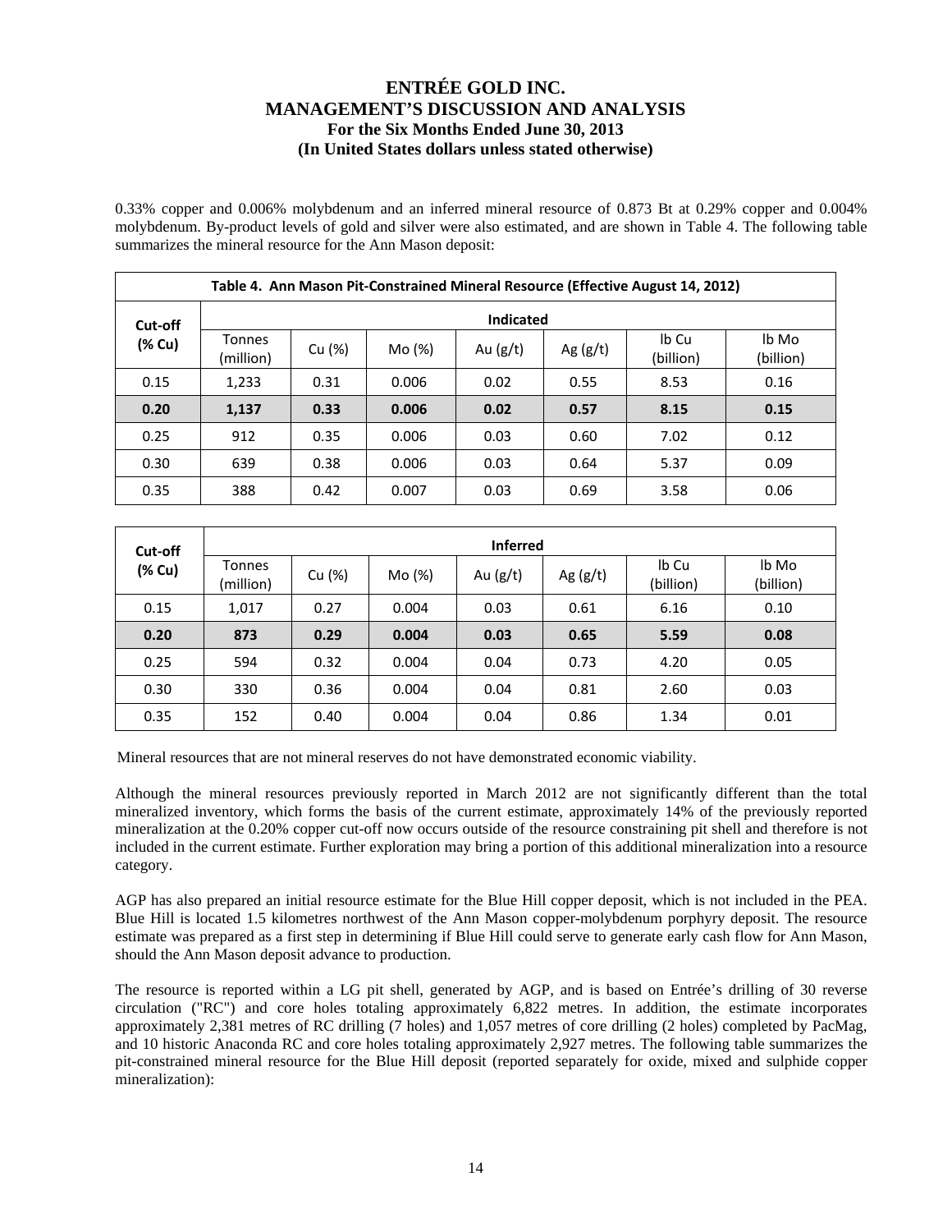0.33% copper and 0.006% molybdenum and an inferred mineral resource of 0.873 Bt at 0.29% copper and 0.004% molybdenum. By-product levels of gold and silver were also estimated, and are shown in Table 4. The following table summarizes the mineral resource for the Ann Mason deposit:

**Table 4. Ann Mason Pit-Constrained Mineral Resource (Effective August 14, 2012)**

| Cut-off (% Cu) | Indicated | | | | | | |
|---|---|---|---|---|---|---|---|
| | Tonnes (million) | Cu (%) | Mo (%) | Au (g/t) | Ag (g/t) | lb Cu (billion) | lb Mo (billion) |
| 0.15 | 1,233 | 0.31 | 0.006 | 0.02 | 0.55 | 8.53 | 0.16 |
| **0.20** | **1,137** | **0.33** | **0.006** | **0.02** | **0.57** | **8.15** | **0.15** |
| 0.25 | 912 | 0.35 | 0.006 | 0.03 | 0.60 | 7.02 | 0.12 |
| 0.30 | 639 | 0.38 | 0.006 | 0.03 | 0.64 | 5.37 | 0.09 |
| 0.35 | 388 | 0.42 | 0.007 | 0.03 | 0.69 | 3.58 | 0.06 |

| Cut-off (% Cu) | Inferred | | | | | | |
|---|---|---|---|---|---|---|---|
| | Tonnes (million) | Cu (%) | Mo (%) | Au (g/t) | Ag (g/t) | lb Cu (billion) | lb Mo (billion) |
| 0.15 | 1,017 | 0.27 | 0.004 | 0.03 | 0.61 | 6.16 | 0.10 |
| **0.20** | **873** | **0.29** | **0.004** | **0.03** | **0.65** | **5.59** | **0.08** |
| 0.25 | 594 | 0.32 | 0.004 | 0.04 | 0.73 | 4.20 | 0.05 |
| 0.30 | 330 | 0.36 | 0.004 | 0.04 | 0.81 | 2.60 | 0.03 |
| 0.35 | 152 | 0.40 | 0.004 | 0.04 | 0.86 | 1.34 | 0.01 |

Mineral resources that are not mineral reserves do not have demonstrated economic viability.

Although the mineral resources previously reported in March 2012 are not significantly different than the total mineralized inventory, which forms the basis of the current estimate, approximately 14% of the previously reported mineralization at the 0.20% copper cut-off now occurs outside of the resource constraining pit shell and therefore is not included in the current estimate. Further exploration may bring a portion of this additional mineralization into a resource category.

AGP has also prepared an initial resource estimate for the Blue Hill copper deposit, which is not included in the PEA. Blue Hill is located 1.5 kilometres northwest of the Ann Mason copper-molybdenum porphyry deposit. The resource estimate was prepared as a first step in determining if Blue Hill could serve to generate early cash flow for Ann Mason, should the Ann Mason deposit advance to production.

The resource is reported within a LG pit shell, generated by AGP, and is based on Entrée's drilling of 30 reverse circulation ("RC") and core holes totaling approximately 6,822 metres. In addition, the estimate incorporates approximately 2,381 metres of RC drilling (7 holes) and 1,057 metres of core drilling (2 holes) completed by PacMag, and 10 historic Anaconda RC and core holes totaling approximately 2,927 metres. The following table summarizes the pit-constrained mineral resource for the Blue Hill deposit (reported separately for oxide, mixed and sulphide copper mineralization):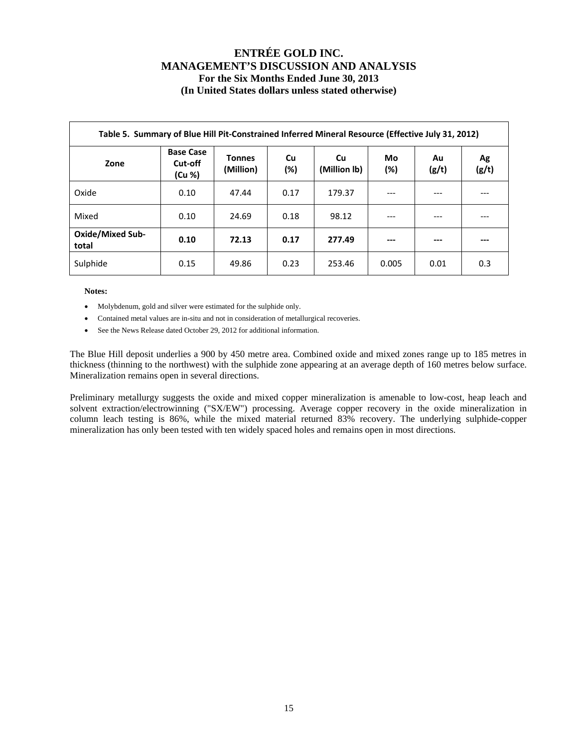| Table 5. Summary of Blue Hill Pit-Constrained Inferred Mineral Resource (Effective July 31, 2012) | | | | | | | |
|---|---|---|---|---|---|---|---|
| **Zone** | **Base Case Cut-off (Cu %)** | **Tonnes (Million)** | **Cu (%)** | **Cu (Million lb)** | **Mo (%)** | **Au (g/t)** | **Ag (g/t)** |
| Oxide | 0.10 | 47.44 | 0.17 | 179.37 | --- | --- | --- |
| Mixed | 0.10 | 24.69 | 0.18 | 98.12 | --- | --- | --- |
| **Oxide/Mixed Sub-total** | **0.10** | **72.13** | **0.17** | **277.49** | **---** | **---** | **---** |
| Sulphide | 0.15 | 49.86 | 0.23 | 253.46 | 0.005 | 0.01 | 0.3 |

**Notes:**

- Molybdenum, gold and silver were estimated for the sulphide only.
- Contained metal values are in-situ and not in consideration of metallurgical recoveries.
- See the News Release dated October 29, 2012 for additional information.

The Blue Hill deposit underlies a 900 by 450 metre area. Combined oxide and mixed zones range up to 185 metres in thickness (thinning to the northwest) with the sulphide zone appearing at an average depth of 160 metres below surface. Mineralization remains open in several directions.

Preliminary metallurgy suggests the oxide and mixed copper mineralization is amenable to low-cost, heap leach and solvent extraction/electrowinning ("SX/EW") processing. Average copper recovery in the oxide mineralization in column leach testing is 86%, while the mixed material returned 83% recovery. The underlying sulphide-copper mineralization has only been tested with ten widely spaced holes and remains open in most directions.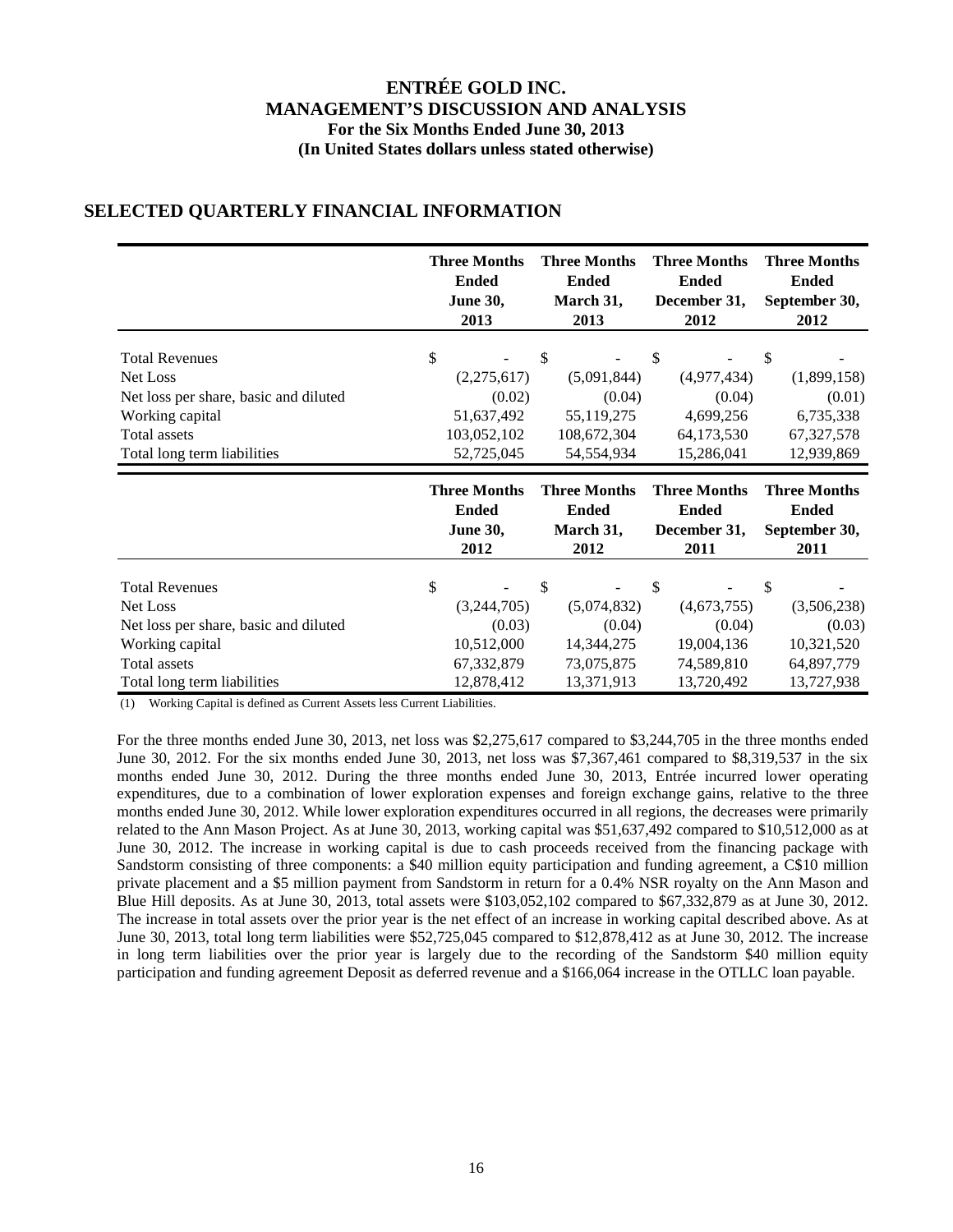## SELECTED QUARTERLY FINANCIAL INFORMATION

| | Three Months Ended June 30, 2013 | Three Months Ended March 31, 2013 | Three Months Ended December 31, 2012 | Three Months Ended September 30, 2012 |
|---|---|---|---|---|
| Total Revenues | $ - | $ - | $ - | $ - |
| Net Loss | (2,275,617) | (5,091,844) | (4,977,434) | (1,899,158) |
| Net loss per share, basic and diluted | (0.02) | (0.04) | (0.04) | (0.01) |
| Working capital | 51,637,492 | 55,119,275 | 4,699,256 | 6,735,338 |
| Total assets | 103,052,102 | 108,672,304 | 64,173,530 | 67,327,578 |
| Total long term liabilities | 52,725,045 | 54,554,934 | 15,286,041 | 12,939,869 |

| | Three Months Ended June 30, 2012 | Three Months Ended March 31, 2012 | Three Months Ended December 31, 2011 | Three Months Ended September 30, 2011 |
|---|---|---|---|---|
| Total Revenues | $ - | $ - | $ - | $ - |
| Net Loss | (3,244,705) | (5,074,832) | (4,673,755) | (3,506,238) |
| Net loss per share, basic and diluted | (0.03) | (0.04) | (0.04) | (0.03) |
| Working capital | 10,512,000 | 14,344,275 | 19,004,136 | 10,321,520 |
| Total assets | 67,332,879 | 73,075,875 | 74,589,810 | 64,897,779 |
| Total long term liabilities | 12,878,412 | 13,371,913 | 13,720,492 | 13,727,938 |

(1) Working Capital is defined as Current Assets less Current Liabilities.

For the three months ended June 30, 2013, net loss was $2,275,617 compared to $3,244,705 in the three months ended June 30, 2012. For the six months ended June 30, 2013, net loss was $7,367,461 compared to $8,319,537 in the six months ended June 30, 2012. During the three months ended June 30, 2013, Entrée incurred lower operating expenditures, due to a combination of lower exploration expenses and foreign exchange gains, relative to the three months ended June 30, 2012. While lower exploration expenditures occurred in all regions, the decreases were primarily related to the Ann Mason Project. As at June 30, 2013, working capital was $51,637,492 compared to $10,512,000 as at June 30, 2012. The increase in working capital is due to cash proceeds received from the financing package with Sandstorm consisting of three components: a $40 million equity participation and funding agreement, a C$10 million private placement and a $5 million payment from Sandstorm in return for a 0.4% NSR royalty on the Ann Mason and Blue Hill deposits. As at June 30, 2013, total assets were $103,052,102 compared to $67,332,879 as at June 30, 2012. The increase in total assets over the prior year is the net effect of an increase in working capital described above. As at June 30, 2013, total long term liabilities were $52,725,045 compared to $12,878,412 as at June 30, 2012. The increase in long term liabilities over the prior year is largely due to the recording of the Sandstorm $40 million equity participation and funding agreement Deposit as deferred revenue and a $166,064 increase in the OTLLC loan payable.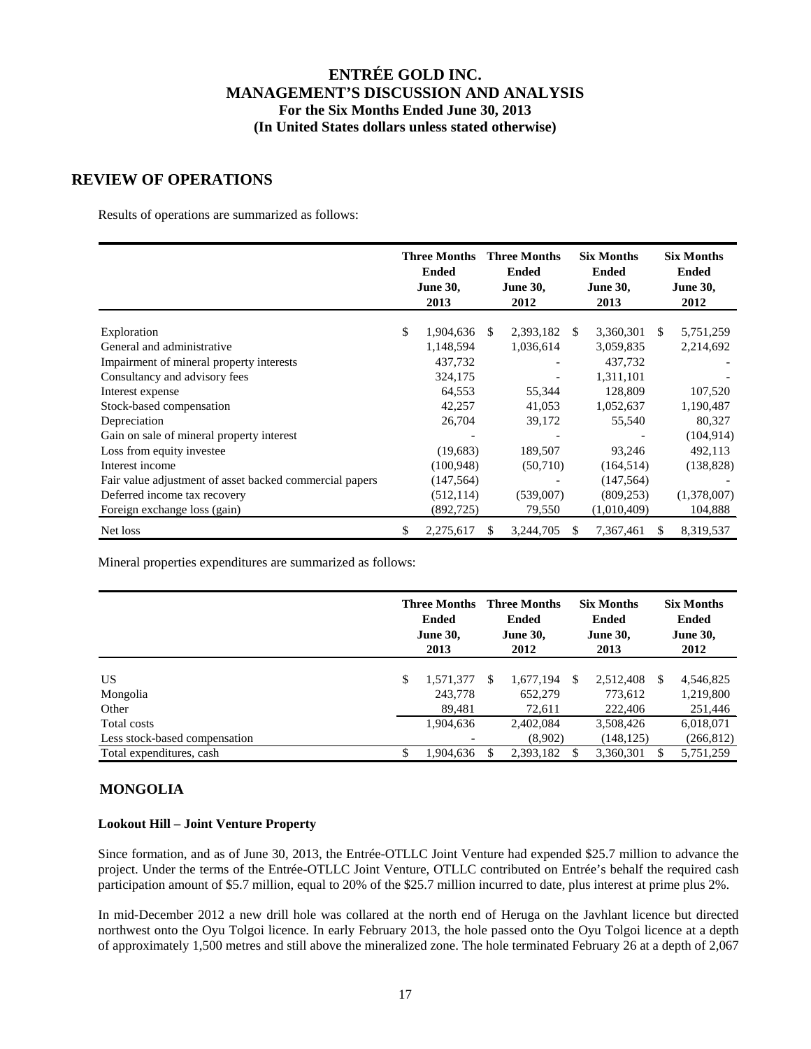# ENTRÉE GOLD INC.
# MANAGEMENT'S DISCUSSION AND ANALYSIS
## For the Six Months Ended June 30, 2013
## (In United States dollars unless stated otherwise)

## REVIEW OF OPERATIONS

Results of operations are summarized as follows:

| | Three Months Ended June 30, 2013 | Three Months Ended June 30, 2012 | Six Months Ended June 30, 2013 | Six Months Ended June 30, 2012 |
|---|---|---|---|---|
| Exploration | $ 1,904,636 | $ 2,393,182 | $ 3,360,301 | $ 5,751,259 |
| General and administrative | 1,148,594 | 1,036,614 | 3,059,835 | 2,214,692 |
| Impairment of mineral property interests | 437,732 | - | 437,732 | - |
| Consultancy and advisory fees | 324,175 | - | 1,311,101 | - |
| Interest expense | 64,553 | 55,344 | 128,809 | 107,520 |
| Stock-based compensation | 42,257 | 41,053 | 1,052,637 | 1,190,487 |
| Depreciation | 26,704 | 39,172 | 55,540 | 80,327 |
| Gain on sale of mineral property interest | - | - | - | (104,914) |
| Loss from equity investee | (19,683) | 189,507 | 93,246 | 492,113 |
| Interest income | (100,948) | (50,710) | (164,514) | (138,828) |
| Fair value adjustment of asset backed commercial papers | (147,564) | - | (147,564) | - |
| Deferred income tax recovery | (512,114) | (539,007) | (809,253) | (1,378,007) |
| Foreign exchange loss (gain) | (892,725) | 79,550 | (1,010,409) | 104,888 |
| Net loss | $ 2,275,617 | $ 3,244,705 | $ 7,367,461 | $ 8,319,537 |

Mineral properties expenditures are summarized as follows:

| | Three Months Ended June 30, 2013 | Three Months Ended June 30, 2012 | Six Months Ended June 30, 2013 | Six Months Ended June 30, 2012 |
|---|---|---|---|---|
| US | $ 1,571,377 | $ 1,677,194 | $ 2,512,408 | $ 4,546,825 |
| Mongolia | 243,778 | 652,279 | 773,612 | 1,219,800 |
| Other | 89,481 | 72,611 | 222,406 | 251,446 |
| Total costs | 1,904,636 | 2,402,084 | 3,508,426 | 6,018,071 |
| Less stock-based compensation | - | (8,902) | (148,125) | (266,812) |
| Total expenditures, cash | $ 1,904,636 | $ 2,393,182 | $ 3,360,301 | $ 5,751,259 |

## MONGOLIA

**Lookout Hill – Joint Venture Property**

Since formation, and as of June 30, 2013, the Entrée-OTLLC Joint Venture had expended $25.7 million to advance the project. Under the terms of the Entrée-OTLLC Joint Venture, OTLLC contributed on Entrée's behalf the required cash participation amount of $5.7 million, equal to 20% of the $25.7 million incurred to date, plus interest at prime plus 2%.

In mid-December 2012 a new drill hole was collared at the north end of Heruga on the Javhlant licence but directed northwest onto the Oyu Tolgoi licence. In early February 2013, the hole passed onto the Oyu Tolgoi licence at a depth of approximately 1,500 metres and still above the mineralized zone. The hole terminated February 26 at a depth of 2,067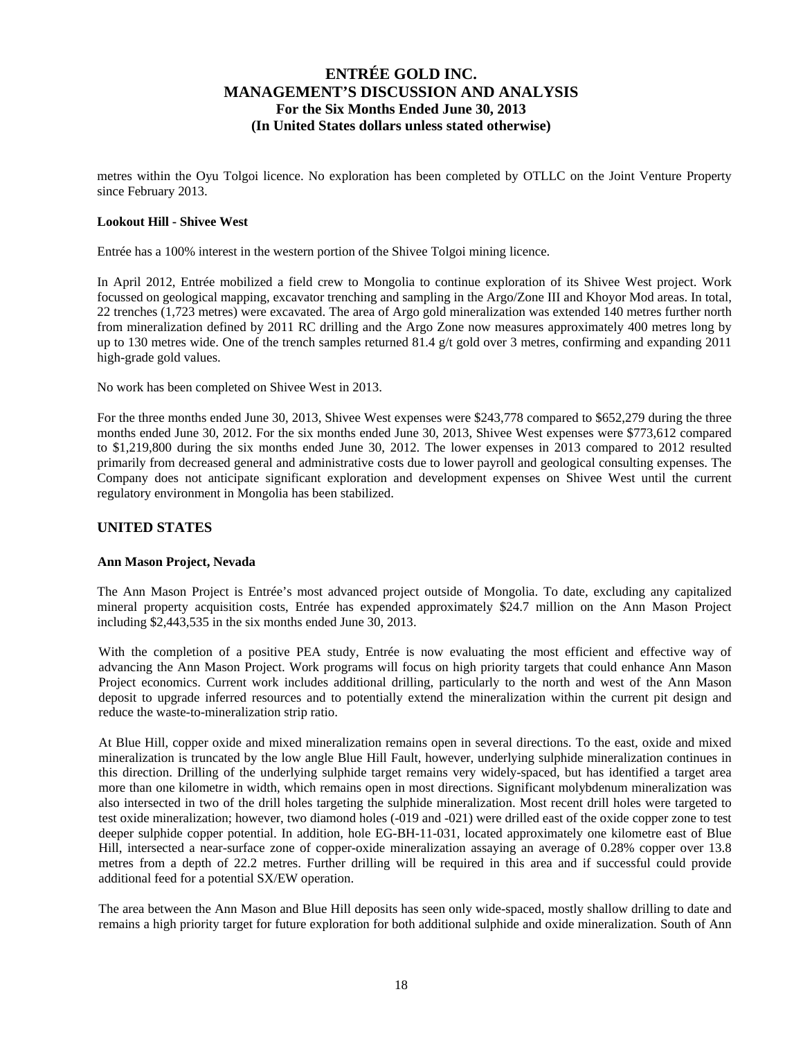metres within the Oyu Tolgoi licence. No exploration has been completed by OTLLC on the Joint Venture Property since February 2013.

**Lookout Hill - Shivee West**

Entrée has a 100% interest in the western portion of the Shivee Tolgoi mining licence.

In April 2012, Entrée mobilized a field crew to Mongolia to continue exploration of its Shivee West project. Work focussed on geological mapping, excavator trenching and sampling in the Argo/Zone III and Khoyor Mod areas. In total, 22 trenches (1,723 metres) were excavated. The area of Argo gold mineralization was extended 140 metres further north from mineralization defined by 2011 RC drilling and the Argo Zone now measures approximately 400 metres long by up to 130 metres wide. One of the trench samples returned 81.4 g/t gold over 3 metres, confirming and expanding 2011 high-grade gold values.

No work has been completed on Shivee West in 2013.

For the three months ended June 30, 2013, Shivee West expenses were $243,778 compared to $652,279 during the three months ended June 30, 2012. For the six months ended June 30, 2013, Shivee West expenses were $773,612 compared to $1,219,800 during the six months ended June 30, 2012. The lower expenses in 2013 compared to 2012 resulted primarily from decreased general and administrative costs due to lower payroll and geological consulting expenses. The Company does not anticipate significant exploration and development expenses on Shivee West until the current regulatory environment in Mongolia has been stabilized.

## UNITED STATES

**Ann Mason Project, Nevada**

The Ann Mason Project is Entrée's most advanced project outside of Mongolia. To date, excluding any capitalized mineral property acquisition costs, Entrée has expended approximately $24.7 million on the Ann Mason Project including $2,443,535 in the six months ended June 30, 2013.

With the completion of a positive PEA study, Entrée is now evaluating the most efficient and effective way of advancing the Ann Mason Project. Work programs will focus on high priority targets that could enhance Ann Mason Project economics. Current work includes additional drilling, particularly to the north and west of the Ann Mason deposit to upgrade inferred resources and to potentially extend the mineralization within the current pit design and reduce the waste-to-mineralization strip ratio.

At Blue Hill, copper oxide and mixed mineralization remains open in several directions. To the east, oxide and mixed mineralization is truncated by the low angle Blue Hill Fault, however, underlying sulphide mineralization continues in this direction. Drilling of the underlying sulphide target remains very widely-spaced, but has identified a target area more than one kilometre in width, which remains open in most directions. Significant molybdenum mineralization was also intersected in two of the drill holes targeting the sulphide mineralization. Most recent drill holes were targeted to test oxide mineralization; however, two diamond holes (-019 and -021) were drilled east of the oxide copper zone to test deeper sulphide copper potential. In addition, hole EG-BH-11-031, located approximately one kilometre east of Blue Hill, intersected a near-surface zone of copper-oxide mineralization assaying an average of 0.28% copper over 13.8 metres from a depth of 22.2 metres. Further drilling will be required in this area and if successful could provide additional feed for a potential SX/EW operation.

The area between the Ann Mason and Blue Hill deposits has seen only wide-spaced, mostly shallow drilling to date and remains a high priority target for future exploration for both additional sulphide and oxide mineralization. South of Ann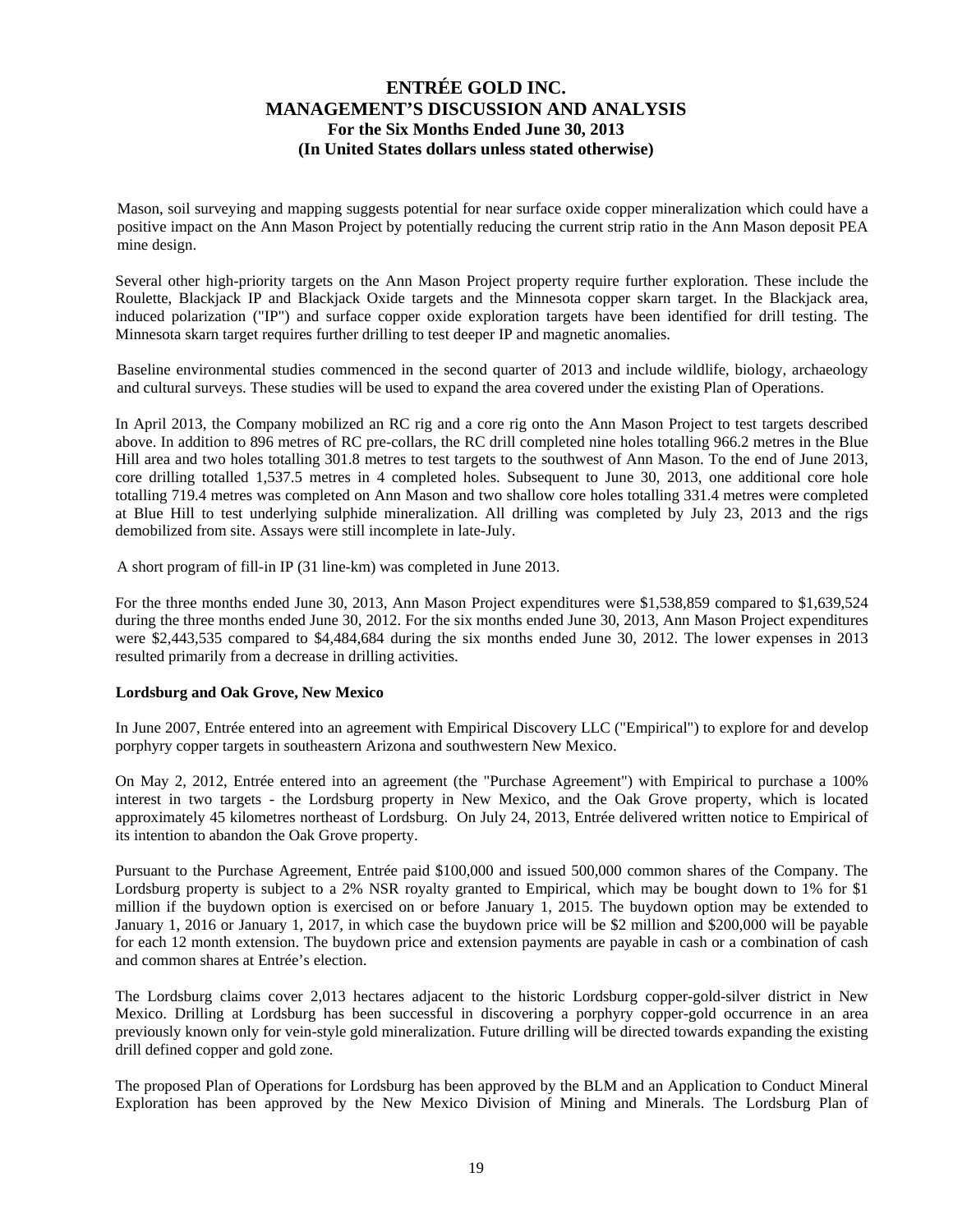Mason, soil surveying and mapping suggests potential for near surface oxide copper mineralization which could have a positive impact on the Ann Mason Project by potentially reducing the current strip ratio in the Ann Mason deposit PEA mine design.

Several other high-priority targets on the Ann Mason Project property require further exploration. These include the Roulette, Blackjack IP and Blackjack Oxide targets and the Minnesota copper skarn target. In the Blackjack area, induced polarization ("IP") and surface copper oxide exploration targets have been identified for drill testing. The Minnesota skarn target requires further drilling to test deeper IP and magnetic anomalies.

Baseline environmental studies commenced in the second quarter of 2013 and include wildlife, biology, archaeology and cultural surveys. These studies will be used to expand the area covered under the existing Plan of Operations.

In April 2013, the Company mobilized an RC rig and a core rig onto the Ann Mason Project to test targets described above. In addition to 896 metres of RC pre-collars, the RC drill completed nine holes totalling 966.2 metres in the Blue Hill area and two holes totalling 301.8 metres to test targets to the southwest of Ann Mason. To the end of June 2013, core drilling totalled 1,537.5 metres in 4 completed holes. Subsequent to June 30, 2013, one additional core hole totalling 719.4 metres was completed on Ann Mason and two shallow core holes totalling 331.4 metres were completed at Blue Hill to test underlying sulphide mineralization. All drilling was completed by July 23, 2013 and the rigs demobilized from site. Assays were still incomplete in late-July.

A short program of fill-in IP (31 line-km) was completed in June 2013.

For the three months ended June 30, 2013, Ann Mason Project expenditures were $1,538,859 compared to $1,639,524 during the three months ended June 30, 2012. For the six months ended June 30, 2013, Ann Mason Project expenditures were $2,443,535 compared to $4,484,684 during the six months ended June 30, 2012. The lower expenses in 2013 resulted primarily from a decrease in drilling activities.

**Lordsburg and Oak Grove, New Mexico**

In June 2007, Entrée entered into an agreement with Empirical Discovery LLC ("Empirical") to explore for and develop porphyry copper targets in southeastern Arizona and southwestern New Mexico.

On May 2, 2012, Entrée entered into an agreement (the "Purchase Agreement") with Empirical to purchase a 100% interest in two targets - the Lordsburg property in New Mexico, and the Oak Grove property, which is located approximately 45 kilometres northeast of Lordsburg. On July 24, 2013, Entrée delivered written notice to Empirical of its intention to abandon the Oak Grove property.

Pursuant to the Purchase Agreement, Entrée paid $100,000 and issued 500,000 common shares of the Company. The Lordsburg property is subject to a 2% NSR royalty granted to Empirical, which may be bought down to 1% for $1 million if the buydown option is exercised on or before January 1, 2015. The buydown option may be extended to January 1, 2016 or January 1, 2017, in which case the buydown price will be $2 million and $200,000 will be payable for each 12 month extension. The buydown price and extension payments are payable in cash or a combination of cash and common shares at Entrée's election.

The Lordsburg claims cover 2,013 hectares adjacent to the historic Lordsburg copper-gold-silver district in New Mexico. Drilling at Lordsburg has been successful in discovering a porphyry copper-gold occurrence in an area previously known only for vein-style gold mineralization. Future drilling will be directed towards expanding the existing drill defined copper and gold zone.

The proposed Plan of Operations for Lordsburg has been approved by the BLM and an Application to Conduct Mineral Exploration has been approved by the New Mexico Division of Mining and Minerals. The Lordsburg Plan of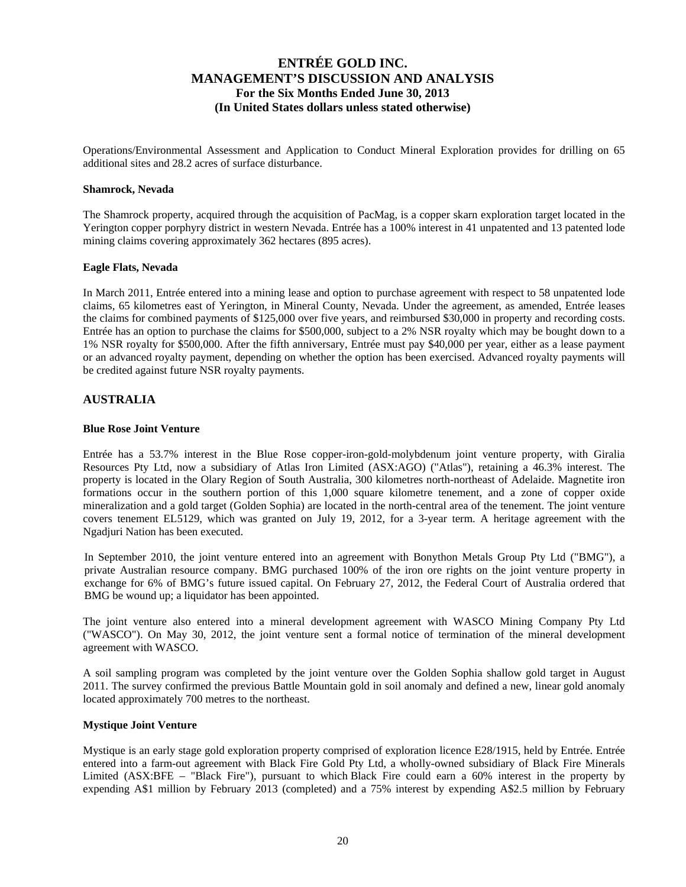Operations/Environmental Assessment and Application to Conduct Mineral Exploration provides for drilling on 65 additional sites and 28.2 acres of surface disturbance.

**Shamrock, Nevada**

The Shamrock property, acquired through the acquisition of PacMag, is a copper skarn exploration target located in the Yerington copper porphyry district in western Nevada. Entrée has a 100% interest in 41 unpatented and 13 patented lode mining claims covering approximately 362 hectares (895 acres).

**Eagle Flats, Nevada**

In March 2011, Entrée entered into a mining lease and option to purchase agreement with respect to 58 unpatented lode claims, 65 kilometres east of Yerington, in Mineral County, Nevada. Under the agreement, as amended, Entrée leases the claims for combined payments of $125,000 over five years, and reimbursed $30,000 in property and recording costs. Entrée has an option to purchase the claims for $500,000, subject to a 2% NSR royalty which may be bought down to a 1% NSR royalty for $500,000. After the fifth anniversary, Entrée must pay $40,000 per year, either as a lease payment or an advanced royalty payment, depending on whether the option has been exercised. Advanced royalty payments will be credited against future NSR royalty payments.

## AUSTRALIA

**Blue Rose Joint Venture**

Entrée has a 53.7% interest in the Blue Rose copper-iron-gold-molybdenum joint venture property, with Giralia Resources Pty Ltd, now a subsidiary of Atlas Iron Limited (ASX:AGO) ("Atlas"), retaining a 46.3% interest. The property is located in the Olary Region of South Australia, 300 kilometres north-northeast of Adelaide. Magnetite iron formations occur in the southern portion of this 1,000 square kilometre tenement, and a zone of copper oxide mineralization and a gold target (Golden Sophia) are located in the north-central area of the tenement. The joint venture covers tenement EL5129, which was granted on July 19, 2012, for a 3-year term. A heritage agreement with the Ngadjuri Nation has been executed.

In September 2010, the joint venture entered into an agreement with Bonython Metals Group Pty Ltd ("BMG"), a private Australian resource company. BMG purchased 100% of the iron ore rights on the joint venture property in exchange for 6% of BMG's future issued capital. On February 27, 2012, the Federal Court of Australia ordered that BMG be wound up; a liquidator has been appointed.

The joint venture also entered into a mineral development agreement with WASCO Mining Company Pty Ltd ("WASCO"). On May 30, 2012, the joint venture sent a formal notice of termination of the mineral development agreement with WASCO.

A soil sampling program was completed by the joint venture over the Golden Sophia shallow gold target in August 2011. The survey confirmed the previous Battle Mountain gold in soil anomaly and defined a new, linear gold anomaly located approximately 700 metres to the northeast.

**Mystique Joint Venture**

Mystique is an early stage gold exploration property comprised of exploration licence E28/1915, held by Entrée. Entrée entered into a farm-out agreement with Black Fire Gold Pty Ltd, a wholly-owned subsidiary of Black Fire Minerals Limited (ASX:BFE – "Black Fire"), pursuant to which Black Fire could earn a 60% interest in the property by expending A$1 million by February 2013 (completed) and a 75% interest by expending A$2.5 million by February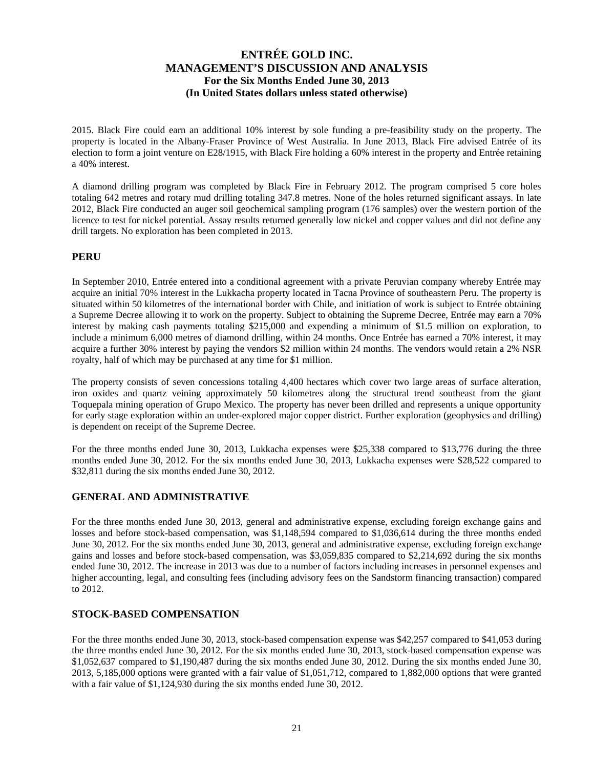2015. Black Fire could earn an additional 10% interest by sole funding a pre-feasibility study on the property. The property is located in the Albany-Fraser Province of West Australia. In June 2013, Black Fire advised Entrée of its election to form a joint venture on E28/1915, with Black Fire holding a 60% interest in the property and Entrée retaining a 40% interest.

A diamond drilling program was completed by Black Fire in February 2012. The program comprised 5 core holes totaling 642 metres and rotary mud drilling totaling 347.8 metres. None of the holes returned significant assays. In late 2012, Black Fire conducted an auger soil geochemical sampling program (176 samples) over the western portion of the licence to test for nickel potential. Assay results returned generally low nickel and copper values and did not define any drill targets. No exploration has been completed in 2013.

## PERU

In September 2010, Entrée entered into a conditional agreement with a private Peruvian company whereby Entrée may acquire an initial 70% interest in the Lukkacha property located in Tacna Province of southeastern Peru. The property is situated within 50 kilometres of the international border with Chile, and initiation of work is subject to Entrée obtaining a Supreme Decree allowing it to work on the property. Subject to obtaining the Supreme Decree, Entrée may earn a 70% interest by making cash payments totaling $215,000 and expending a minimum of $1.5 million on exploration, to include a minimum 6,000 metres of diamond drilling, within 24 months. Once Entrée has earned a 70% interest, it may acquire a further 30% interest by paying the vendors $2 million within 24 months. The vendors would retain a 2% NSR royalty, half of which may be purchased at any time for $1 million.

The property consists of seven concessions totaling 4,400 hectares which cover two large areas of surface alteration, iron oxides and quartz veining approximately 50 kilometres along the structural trend southeast from the giant Toquepala mining operation of Grupo Mexico. The property has never been drilled and represents a unique opportunity for early stage exploration within an under-explored major copper district. Further exploration (geophysics and drilling) is dependent on receipt of the Supreme Decree.

For the three months ended June 30, 2013, Lukkacha expenses were $25,338 compared to $13,776 during the three months ended June 30, 2012. For the six months ended June 30, 2013, Lukkacha expenses were $28,522 compared to $32,811 during the six months ended June 30, 2012.

## GENERAL AND ADMINISTRATIVE

For the three months ended June 30, 2013, general and administrative expense, excluding foreign exchange gains and losses and before stock-based compensation, was $1,148,594 compared to $1,036,614 during the three months ended June 30, 2012. For the six months ended June 30, 2013, general and administrative expense, excluding foreign exchange gains and losses and before stock-based compensation, was $3,059,835 compared to $2,214,692 during the six months ended June 30, 2012. The increase in 2013 was due to a number of factors including increases in personnel expenses and higher accounting, legal, and consulting fees (including advisory fees on the Sandstorm financing transaction) compared to 2012.

## STOCK-BASED COMPENSATION

For the three months ended June 30, 2013, stock-based compensation expense was $42,257 compared to $41,053 during the three months ended June 30, 2012. For the six months ended June 30, 2013, stock-based compensation expense was $1,052,637 compared to $1,190,487 during the six months ended June 30, 2012. During the six months ended June 30, 2013, 5,185,000 options were granted with a fair value of $1,051,712, compared to 1,882,000 options that were granted with a fair value of $1,124,930 during the six months ended June 30, 2012.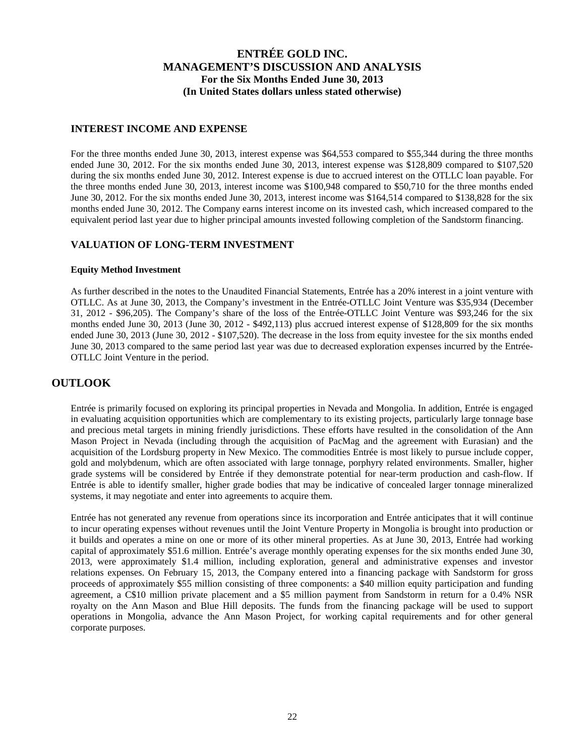## INTEREST INCOME AND EXPENSE

For the three months ended June 30, 2013, interest expense was $64,553 compared to $55,344 during the three months ended June 30, 2012. For the six months ended June 30, 2013, interest expense was $128,809 compared to $107,520 during the six months ended June 30, 2012. Interest expense is due to accrued interest on the OTLLC loan payable. For the three months ended June 30, 2013, interest income was $100,948 compared to $50,710 for the three months ended June 30, 2012. For the six months ended June 30, 2013, interest income was $164,514 compared to $138,828 for the six months ended June 30, 2012. The Company earns interest income on its invested cash, which increased compared to the equivalent period last year due to higher principal amounts invested following completion of the Sandstorm financing.

## VALUATION OF LONG-TERM INVESTMENT

**Equity Method Investment**

As further described in the notes to the Unaudited Financial Statements, Entrée has a 20% interest in a joint venture with OTLLC. As at June 30, 2013, the Company's investment in the Entrée-OTLLC Joint Venture was $35,934 (December 31, 2012 - $96,205). The Company's share of the loss of the Entrée-OTLLC Joint Venture was $93,246 for the six months ended June 30, 2013 (June 30, 2012 - $492,113) plus accrued interest expense of $128,809 for the six months ended June 30, 2013 (June 30, 2012 - $107,520). The decrease in the loss from equity investee for the six months ended June 30, 2013 compared to the same period last year was due to decreased exploration expenses incurred by the Entrée-OTLLC Joint Venture in the period.

# OUTLOOK

Entrée is primarily focused on exploring its principal properties in Nevada and Mongolia. In addition, Entrée is engaged in evaluating acquisition opportunities which are complementary to its existing projects, particularly large tonnage base and precious metal targets in mining friendly jurisdictions. These efforts have resulted in the consolidation of the Ann Mason Project in Nevada (including through the acquisition of PacMag and the agreement with Eurasian) and the acquisition of the Lordsburg property in New Mexico. The commodities Entrée is most likely to pursue include copper, gold and molybdenum, which are often associated with large tonnage, porphyry related environments. Smaller, higher grade systems will be considered by Entrée if they demonstrate potential for near-term production and cash-flow. If Entrée is able to identify smaller, higher grade bodies that may be indicative of concealed larger tonnage mineralized systems, it may negotiate and enter into agreements to acquire them.

Entrée has not generated any revenue from operations since its incorporation and Entrée anticipates that it will continue to incur operating expenses without revenues until the Joint Venture Property in Mongolia is brought into production or it builds and operates a mine on one or more of its other mineral properties. As at June 30, 2013, Entrée had working capital of approximately $51.6 million. Entrée's average monthly operating expenses for the six months ended June 30, 2013, were approximately $1.4 million, including exploration, general and administrative expenses and investor relations expenses. On February 15, 2013, the Company entered into a financing package with Sandstorm for gross proceeds of approximately $55 million consisting of three components: a $40 million equity participation and funding agreement, a C$10 million private placement and a $5 million payment from Sandstorm in return for a 0.4% NSR royalty on the Ann Mason and Blue Hill deposits. The funds from the financing package will be used to support operations in Mongolia, advance the Ann Mason Project, for working capital requirements and for other general corporate purposes.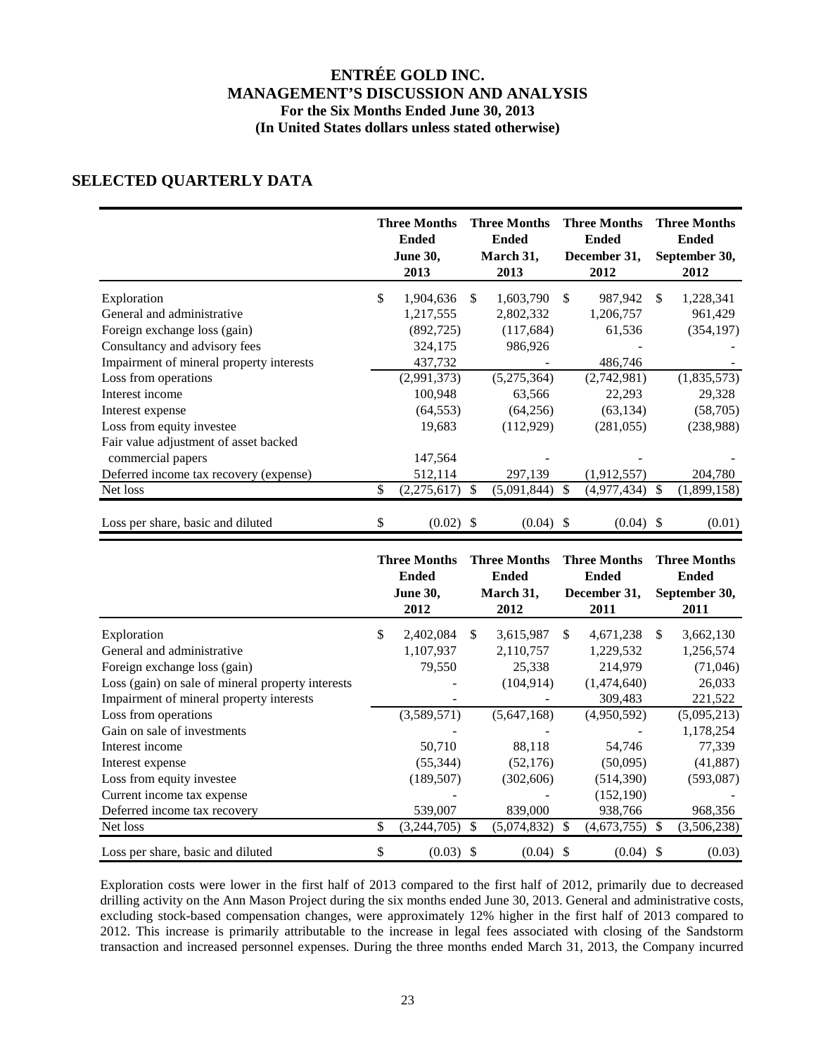# ENTRÉE GOLD INC.
# MANAGEMENT'S DISCUSSION AND ANALYSIS
## For the Six Months Ended June 30, 2013
## (In United States dollars unless stated otherwise)

## SELECTED QUARTERLY DATA

| | Three Months Ended June 30, 2013 | Three Months Ended March 31, 2013 | Three Months Ended December 31, 2012 | Three Months Ended September 30, 2012 |
|---|---|---|---|---|
| Exploration | $ 1,904,636 | $ 1,603,790 | $ 987,942 | $ 1,228,341 |
| General and administrative | 1,217,555 | 2,802,332 | 1,206,757 | 961,429 |
| Foreign exchange loss (gain) | (892,725) | (117,684) | 61,536 | (354,197) |
| Consultancy and advisory fees | 324,175 | 986,926 | - | - |
| Impairment of mineral property interests | 437,732 | - | 486,746 | - |
| Loss from operations | (2,991,373) | (5,275,364) | (2,742,981) | (1,835,573) |
| Interest income | 100,948 | 63,566 | 22,293 | 29,328 |
| Interest expense | (64,553) | (64,256) | (63,134) | (58,705) |
| Loss from equity investee | 19,683 | (112,929) | (281,055) | (238,988) |
| Fair value adjustment of asset backed commercial papers | 147,564 | - | - | - |
| Deferred income tax recovery (expense) | 512,114 | 297,139 | (1,912,557) | 204,780 |
| Net loss | $ (2,275,617) | $ (5,091,844) | $ (4,977,434) | $ (1,899,158) |
| Loss per share, basic and diluted | $ (0.02) | $ (0.04) | $ (0.04) | $ (0.01) |

| | Three Months Ended June 30, 2012 | Three Months Ended March 31, 2012 | Three Months Ended December 31, 2011 | Three Months Ended September 30, 2011 |
|---|---|---|---|---|
| Exploration | $ 2,402,084 | $ 3,615,987 | $ 4,671,238 | $ 3,662,130 |
| General and administrative | 1,107,937 | 2,110,757 | 1,229,532 | 1,256,574 |
| Foreign exchange loss (gain) | 79,550 | 25,338 | 214,979 | (71,046) |
| Loss (gain) on sale of mineral property interests | - | (104,914) | (1,474,640) | 26,033 |
| Impairment of mineral property interests | - | - | 309,483 | 221,522 |
| Loss from operations | (3,589,571) | (5,647,168) | (4,950,592) | (5,095,213) |
| Gain on sale of investments | - | - | - | 1,178,254 |
| Interest income | 50,710 | 88,118 | 54,746 | 77,339 |
| Interest expense | (55,344) | (52,176) | (50,095) | (41,887) |
| Loss from equity investee | (189,507) | (302,606) | (514,390) | (593,087) |
| Current income tax expense | - | - | (152,190) | - |
| Deferred income tax recovery | 539,007 | 839,000 | 938,766 | 968,356 |
| Net loss | $ (3,244,705) | $ (5,074,832) | $ (4,673,755) | $ (3,506,238) |
| Loss per share, basic and diluted | $ (0.03) | $ (0.04) | $ (0.04) | $ (0.03) |

Exploration costs were lower in the first half of 2013 compared to the first half of 2012, primarily due to decreased drilling activity on the Ann Mason Project during the six months ended June 30, 2013. General and administrative costs, excluding stock-based compensation changes, were approximately 12% higher in the first half of 2013 compared to 2012. This increase is primarily attributable to the increase in legal fees associated with closing of the Sandstorm transaction and increased personnel expenses. During the three months ended March 31, 2013, the Company incurred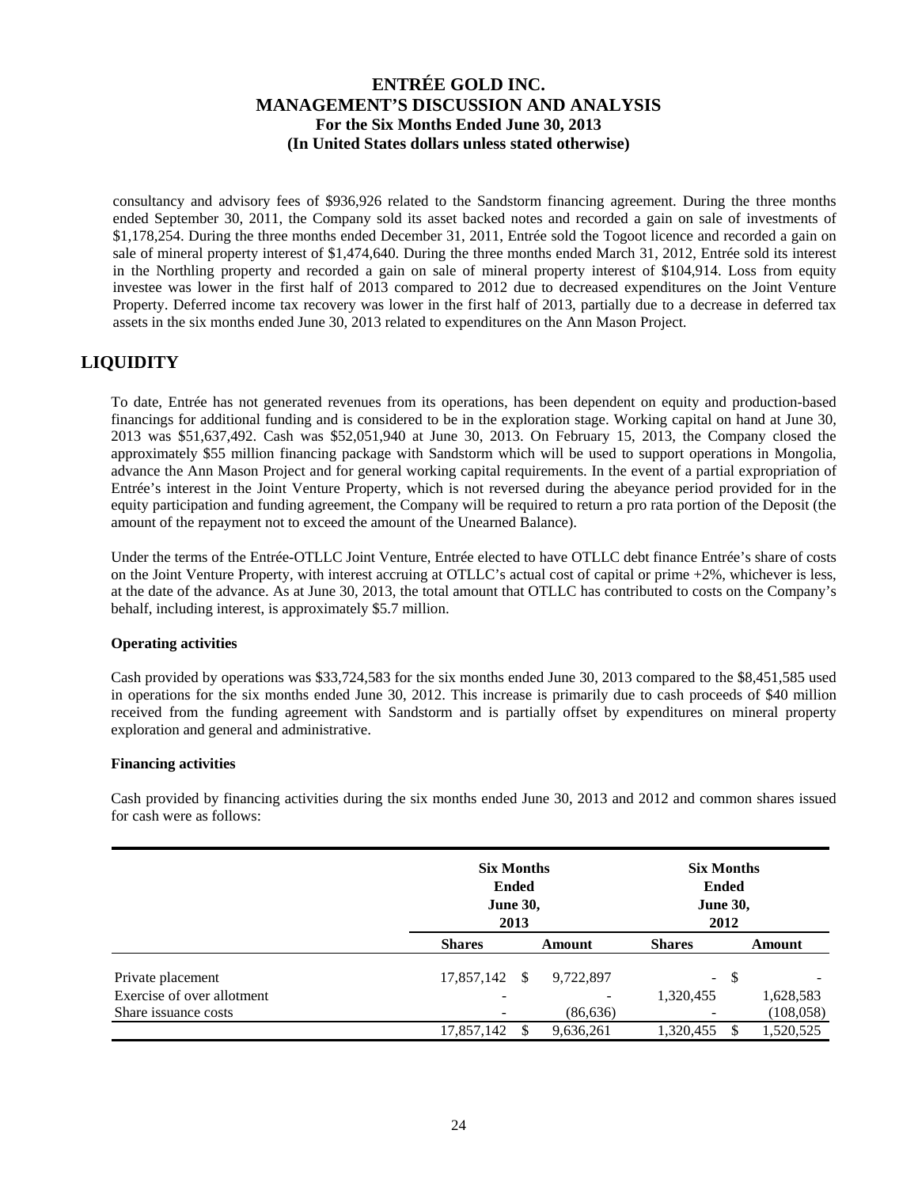consultancy and advisory fees of $936,926 related to the Sandstorm financing agreement. During the three months ended September 30, 2011, the Company sold its asset backed notes and recorded a gain on sale of investments of $1,178,254. During the three months ended December 31, 2011, Entrée sold the Togoot licence and recorded a gain on sale of mineral property interest of $1,474,640. During the three months ended March 31, 2012, Entrée sold its interest in the Northling property and recorded a gain on sale of mineral property interest of $104,914. Loss from equity investee was lower in the first half of 2013 compared to 2012 due to decreased expenditures on the Joint Venture Property. Deferred income tax recovery was lower in the first half of 2013, partially due to a decrease in deferred tax assets in the six months ended June 30, 2013 related to expenditures on the Ann Mason Project.

# LIQUIDITY

To date, Entrée has not generated revenues from its operations, has been dependent on equity and production-based financings for additional funding and is considered to be in the exploration stage. Working capital on hand at June 30, 2013 was $51,637,492. Cash was $52,051,940 at June 30, 2013. On February 15, 2013, the Company closed the approximately $55 million financing package with Sandstorm which will be used to support operations in Mongolia, advance the Ann Mason Project and for general working capital requirements. In the event of a partial expropriation of Entrée's interest in the Joint Venture Property, which is not reversed during the abeyance period provided for in the equity participation and funding agreement, the Company will be required to return a pro rata portion of the Deposit (the amount of the repayment not to exceed the amount of the Unearned Balance).

Under the terms of the Entrée-OTLLC Joint Venture, Entrée elected to have OTLLC debt finance Entrée's share of costs on the Joint Venture Property, with interest accruing at OTLLC's actual cost of capital or prime +2%, whichever is less, at the date of the advance. As at June 30, 2013, the total amount that OTLLC has contributed to costs on the Company's behalf, including interest, is approximately $5.7 million.

**Operating activities**

Cash provided by operations was $33,724,583 for the six months ended June 30, 2013 compared to the $8,451,585 used in operations for the six months ended June 30, 2012. This increase is primarily due to cash proceeds of $40 million received from the funding agreement with Sandstorm and is partially offset by expenditures on mineral property exploration and general and administrative.

**Financing activities**

Cash provided by financing activities during the six months ended June 30, 2013 and 2012 and common shares issued for cash were as follows:

| | Six Months Ended June 30, 2013 | | Six Months Ended June 30, 2012 | |
|---|---|---|---|---|
| | **Shares** | **Amount** | **Shares** | **Amount** |
| Private placement | 17,857,142 | $ 9,722,897 | - | $ - |
| Exercise of over allotment | - | - | 1,320,455 | 1,628,583 |
| Share issuance costs | - | (86,636) | - | (108,058) |
| | 17,857,142 | $ 9,636,261 | 1,320,455 | $ 1,520,525 |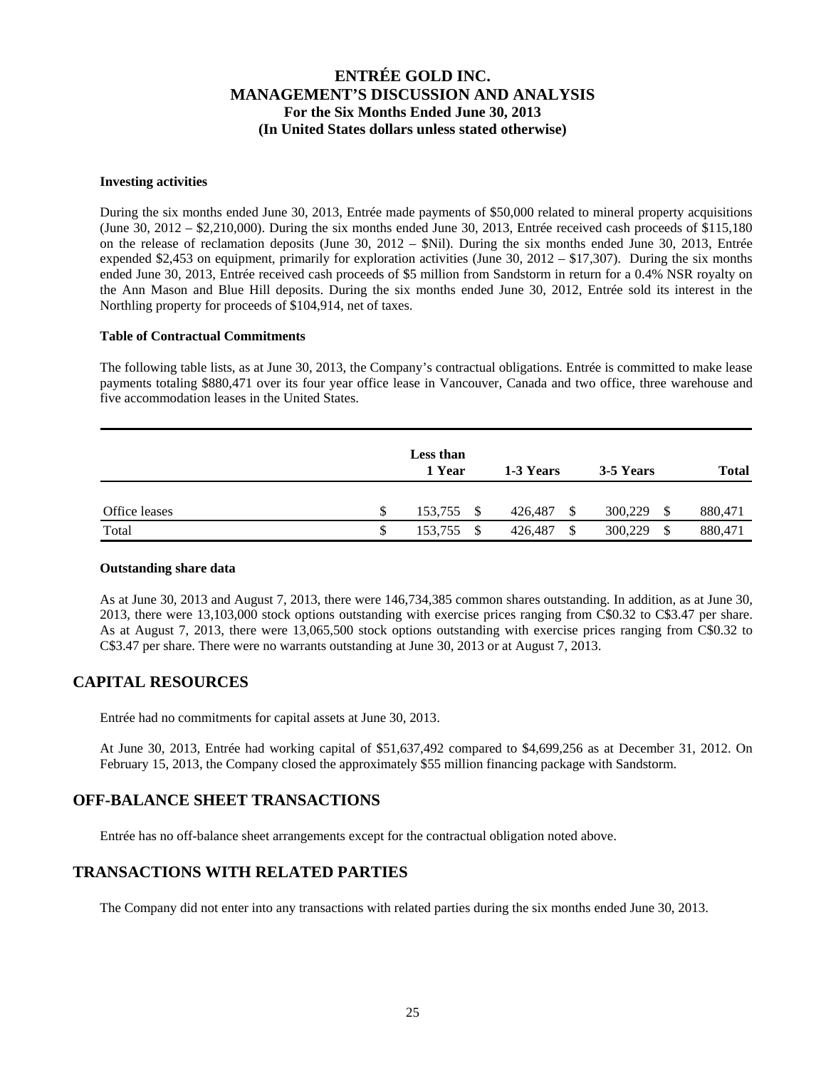#### Investing activities

During the six months ended June 30, 2013, Entrée made payments of $50,000 related to mineral property acquisitions (June 30, 2012 – $2,210,000). During the six months ended June 30, 2013, Entrée received cash proceeds of $115,180 on the release of reclamation deposits (June 30, 2012 – $Nil). During the six months ended June 30, 2013, Entrée expended $2,453 on equipment, primarily for exploration activities (June 30, 2012 – $17,307). During the six months ended June 30, 2013, Entrée received cash proceeds of $5 million from Sandstorm in return for a 0.4% NSR royalty on the Ann Mason and Blue Hill deposits. During the six months ended June 30, 2012, Entrée sold its interest in the Northling property for proceeds of $104,914, net of taxes.

#### Table of Contractual Commitments

The following table lists, as at June 30, 2013, the Company's contractual obligations. Entrée is committed to make lease payments totaling $880,471 over its four year office lease in Vancouver, Canada and two office, three warehouse and five accommodation leases in the United States.

| | Less than 1 Year | 1-3 Years | 3-5 Years | Total |
|---|---|---|---|---|
| Office leases | $ 153,755 | $ 426,487 | $ 300,229 | $ 880,471 |
| Total | $ 153,755 | $ 426,487 | $ 300,229 | $ 880,471 |

#### Outstanding share data

As at June 30, 2013 and August 7, 2013, there were 146,734,385 common shares outstanding. In addition, as at June 30, 2013, there were 13,103,000 stock options outstanding with exercise prices ranging from C$0.32 to C$3.47 per share. As at August 7, 2013, there were 13,065,500 stock options outstanding with exercise prices ranging from C$0.32 to C$3.47 per share. There were no warrants outstanding at June 30, 2013 or at August 7, 2013.

## CAPITAL RESOURCES

Entrée had no commitments for capital assets at June 30, 2013.

At June 30, 2013, Entrée had working capital of $51,637,492 compared to $4,699,256 as at December 31, 2012. On February 15, 2013, the Company closed the approximately $55 million financing package with Sandstorm.

## OFF-BALANCE SHEET TRANSACTIONS

Entrée has no off-balance sheet arrangements except for the contractual obligation noted above.

## TRANSACTIONS WITH RELATED PARTIES

The Company did not enter into any transactions with related parties during the six months ended June 30, 2013.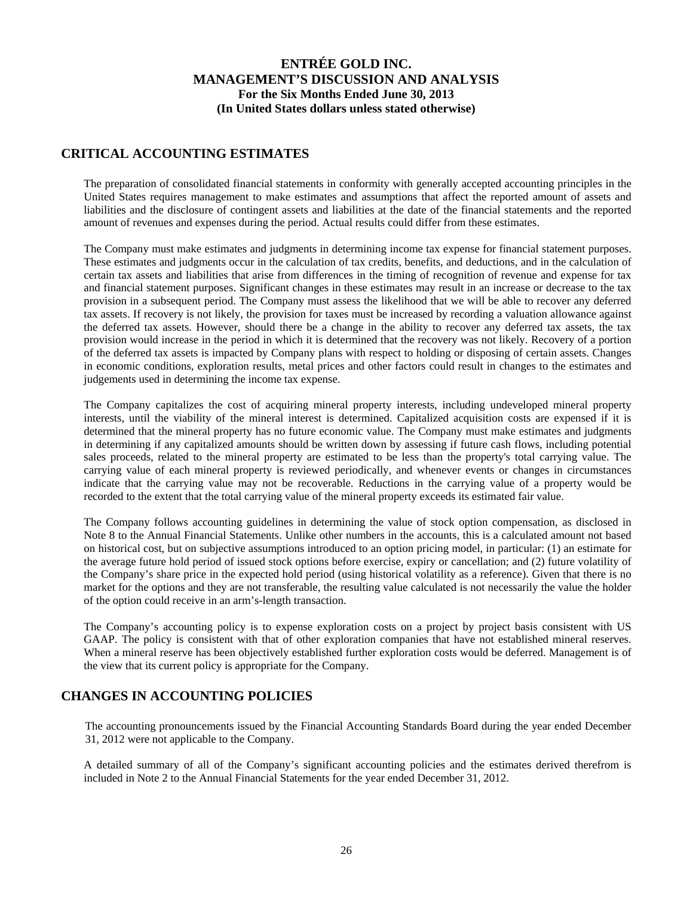## CRITICAL ACCOUNTING ESTIMATES

The preparation of consolidated financial statements in conformity with generally accepted accounting principles in the United States requires management to make estimates and assumptions that affect the reported amount of assets and liabilities and the disclosure of contingent assets and liabilities at the date of the financial statements and the reported amount of revenues and expenses during the period. Actual results could differ from these estimates.

The Company must make estimates and judgments in determining income tax expense for financial statement purposes. These estimates and judgments occur in the calculation of tax credits, benefits, and deductions, and in the calculation of certain tax assets and liabilities that arise from differences in the timing of recognition of revenue and expense for tax and financial statement purposes. Significant changes in these estimates may result in an increase or decrease to the tax provision in a subsequent period. The Company must assess the likelihood that we will be able to recover any deferred tax assets. If recovery is not likely, the provision for taxes must be increased by recording a valuation allowance against the deferred tax assets. However, should there be a change in the ability to recover any deferred tax assets, the tax provision would increase in the period in which it is determined that the recovery was not likely. Recovery of a portion of the deferred tax assets is impacted by Company plans with respect to holding or disposing of certain assets. Changes in economic conditions, exploration results, metal prices and other factors could result in changes to the estimates and judgements used in determining the income tax expense.

The Company capitalizes the cost of acquiring mineral property interests, including undeveloped mineral property interests, until the viability of the mineral interest is determined. Capitalized acquisition costs are expensed if it is determined that the mineral property has no future economic value. The Company must make estimates and judgments in determining if any capitalized amounts should be written down by assessing if future cash flows, including potential sales proceeds, related to the mineral property are estimated to be less than the property's total carrying value. The carrying value of each mineral property is reviewed periodically, and whenever events or changes in circumstances indicate that the carrying value may not be recoverable. Reductions in the carrying value of a property would be recorded to the extent that the total carrying value of the mineral property exceeds its estimated fair value.

The Company follows accounting guidelines in determining the value of stock option compensation, as disclosed in Note 8 to the Annual Financial Statements. Unlike other numbers in the accounts, this is a calculated amount not based on historical cost, but on subjective assumptions introduced to an option pricing model, in particular: (1) an estimate for the average future hold period of issued stock options before exercise, expiry or cancellation; and (2) future volatility of the Company's share price in the expected hold period (using historical volatility as a reference). Given that there is no market for the options and they are not transferable, the resulting value calculated is not necessarily the value the holder of the option could receive in an arm's-length transaction.

The Company's accounting policy is to expense exploration costs on a project by project basis consistent with US GAAP. The policy is consistent with that of other exploration companies that have not established mineral reserves. When a mineral reserve has been objectively established further exploration costs would be deferred. Management is of the view that its current policy is appropriate for the Company.

## CHANGES IN ACCOUNTING POLICIES

The accounting pronouncements issued by the Financial Accounting Standards Board during the year ended December 31, 2012 were not applicable to the Company.

A detailed summary of all of the Company's significant accounting policies and the estimates derived therefrom is included in Note 2 to the Annual Financial Statements for the year ended December 31, 2012.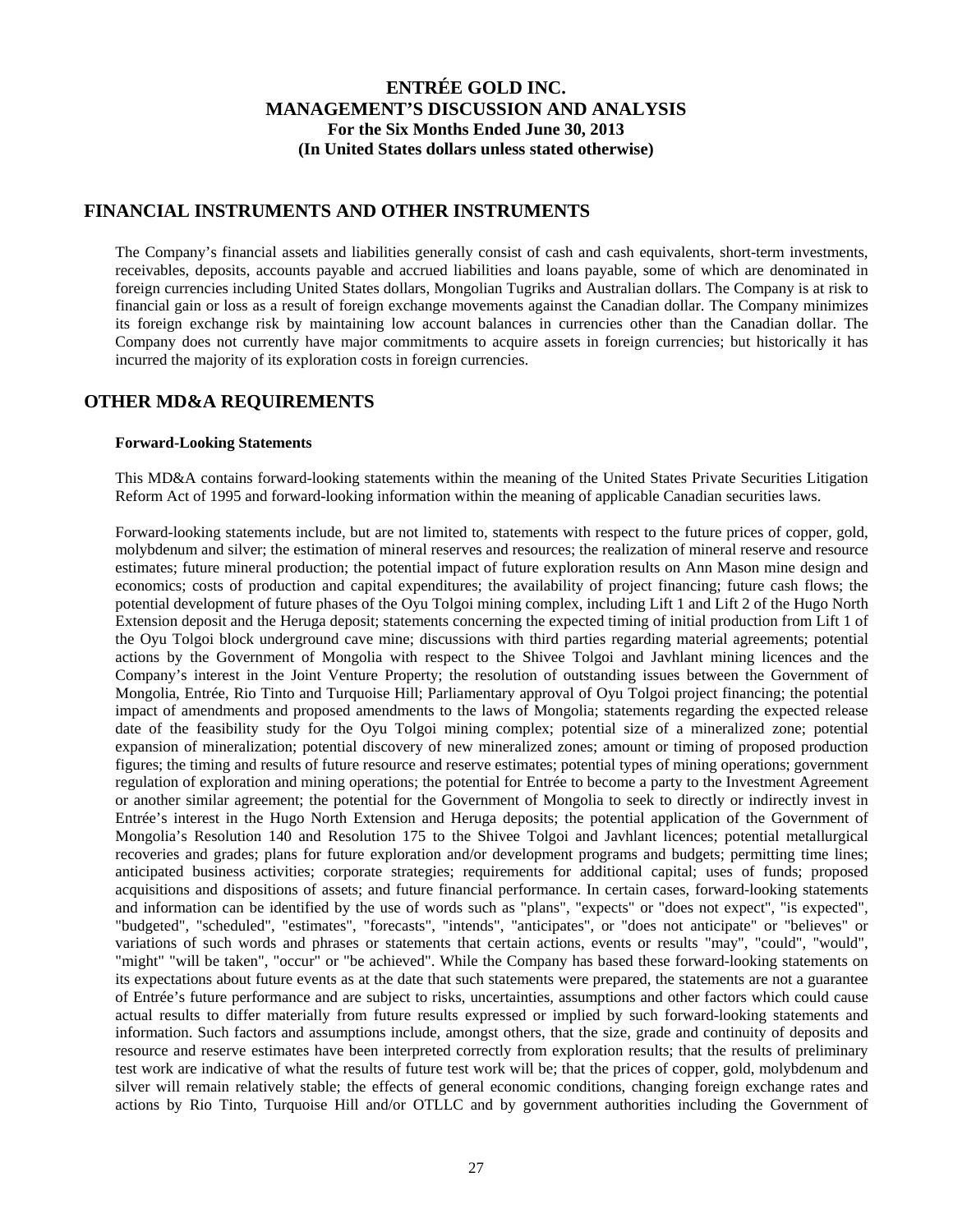## FINANCIAL INSTRUMENTS AND OTHER INSTRUMENTS

The Company's financial assets and liabilities generally consist of cash and cash equivalents, short-term investments, receivables, deposits, accounts payable and accrued liabilities and loans payable, some of which are denominated in foreign currencies including United States dollars, Mongolian Tugriks and Australian dollars. The Company is at risk to financial gain or loss as a result of foreign exchange movements against the Canadian dollar. The Company minimizes its foreign exchange risk by maintaining low account balances in currencies other than the Canadian dollar. The Company does not currently have major commitments to acquire assets in foreign currencies; but historically it has incurred the majority of its exploration costs in foreign currencies.

## OTHER MD&A REQUIREMENTS

### Forward-Looking Statements

This MD&A contains forward-looking statements within the meaning of the United States Private Securities Litigation Reform Act of 1995 and forward-looking information within the meaning of applicable Canadian securities laws.

Forward-looking statements include, but are not limited to, statements with respect to the future prices of copper, gold, molybdenum and silver; the estimation of mineral reserves and resources; the realization of mineral reserve and resource estimates; future mineral production; the potential impact of future exploration results on Ann Mason mine design and economics; costs of production and capital expenditures; the availability of project financing; future cash flows; the potential development of future phases of the Oyu Tolgoi mining complex, including Lift 1 and Lift 2 of the Hugo North Extension deposit and the Heruga deposit; statements concerning the expected timing of initial production from Lift 1 of the Oyu Tolgoi block underground cave mine; discussions with third parties regarding material agreements; potential actions by the Government of Mongolia with respect to the Shivee Tolgoi and Javhlant mining licences and the Company's interest in the Joint Venture Property; the resolution of outstanding issues between the Government of Mongolia, Entrée, Rio Tinto and Turquoise Hill; Parliamentary approval of Oyu Tolgoi project financing; the potential impact of amendments and proposed amendments to the laws of Mongolia; statements regarding the expected release date of the feasibility study for the Oyu Tolgoi mining complex; potential size of a mineralized zone; potential expansion of mineralization; potential discovery of new mineralized zones; amount or timing of proposed production figures; the timing and results of future resource and reserve estimates; potential types of mining operations; government regulation of exploration and mining operations; the potential for Entrée to become a party to the Investment Agreement or another similar agreement; the potential for the Government of Mongolia to seek to directly or indirectly invest in Entrée's interest in the Hugo North Extension and Heruga deposits; the potential application of the Government of Mongolia's Resolution 140 and Resolution 175 to the Shivee Tolgoi and Javhlant licences; potential metallurgical recoveries and grades; plans for future exploration and/or development programs and budgets; permitting time lines; anticipated business activities; corporate strategies; requirements for additional capital; uses of funds; proposed acquisitions and dispositions of assets; and future financial performance. In certain cases, forward-looking statements and information can be identified by the use of words such as "plans", "expects" or "does not expect", "is expected", "budgeted", "scheduled", "estimates", "forecasts", "intends", "anticipates", or "does not anticipate" or "believes" or variations of such words and phrases or statements that certain actions, events or results "may", "could", "would", "might" "will be taken", "occur" or "be achieved". While the Company has based these forward-looking statements on its expectations about future events as at the date that such statements were prepared, the statements are not a guarantee of Entrée's future performance and are subject to risks, uncertainties, assumptions and other factors which could cause actual results to differ materially from future results expressed or implied by such forward-looking statements and information. Such factors and assumptions include, amongst others, that the size, grade and continuity of deposits and resource and reserve estimates have been interpreted correctly from exploration results; that the results of preliminary test work are indicative of what the results of future test work will be; that the prices of copper, gold, molybdenum and silver will remain relatively stable; the effects of general economic conditions, changing foreign exchange rates and actions by Rio Tinto, Turquoise Hill and/or OTLLC and by government authorities including the Government of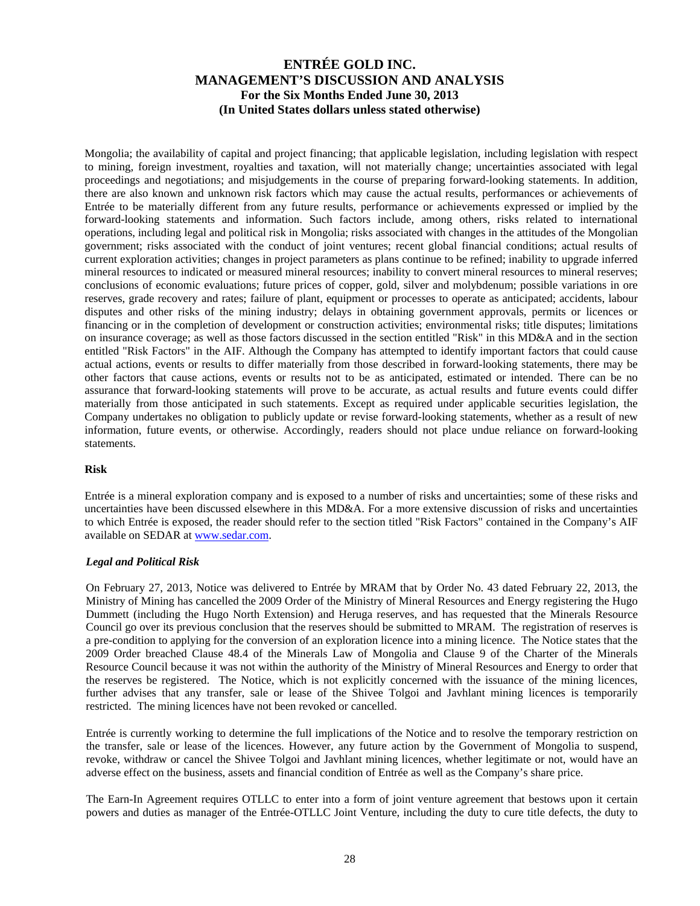Mongolia; the availability of capital and project financing; that applicable legislation, including legislation with respect to mining, foreign investment, royalties and taxation, will not materially change; uncertainties associated with legal proceedings and negotiations; and misjudgements in the course of preparing forward-looking statements. In addition, there are also known and unknown risk factors which may cause the actual results, performances or achievements of Entrée to be materially different from any future results, performance or achievements expressed or implied by the forward-looking statements and information. Such factors include, among others, risks related to international operations, including legal and political risk in Mongolia; risks associated with changes in the attitudes of the Mongolian government; risks associated with the conduct of joint ventures; recent global financial conditions; actual results of current exploration activities; changes in project parameters as plans continue to be refined; inability to upgrade inferred mineral resources to indicated or measured mineral resources; inability to convert mineral resources to mineral reserves; conclusions of economic evaluations; future prices of copper, gold, silver and molybdenum; possible variations in ore reserves, grade recovery and rates; failure of plant, equipment or processes to operate as anticipated; accidents, labour disputes and other risks of the mining industry; delays in obtaining government approvals, permits or licences or financing or in the completion of development or construction activities; environmental risks; title disputes; limitations on insurance coverage; as well as those factors discussed in the section entitled "Risk" in this MD&A and in the section entitled "Risk Factors" in the AIF. Although the Company has attempted to identify important factors that could cause actual actions, events or results to differ materially from those described in forward-looking statements, there may be other factors that cause actions, events or results not to be as anticipated, estimated or intended. There can be no assurance that forward-looking statements will prove to be accurate, as actual results and future events could differ materially from those anticipated in such statements. Except as required under applicable securities legislation, the Company undertakes no obligation to publicly update or revise forward-looking statements, whether as a result of new information, future events, or otherwise. Accordingly, readers should not place undue reliance on forward-looking statements.

**Risk**

Entrée is a mineral exploration company and is exposed to a number of risks and uncertainties; some of these risks and uncertainties have been discussed elsewhere in this MD&A. For a more extensive discussion of risks and uncertainties to which Entrée is exposed, the reader should refer to the section titled "Risk Factors" contained in the Company's AIF available on SEDAR at www.sedar.com.

***Legal and Political Risk***

On February 27, 2013, Notice was delivered to Entrée by MRAM that by Order No. 43 dated February 22, 2013, the Ministry of Mining has cancelled the 2009 Order of the Ministry of Mineral Resources and Energy registering the Hugo Dummett (including the Hugo North Extension) and Heruga reserves, and has requested that the Minerals Resource Council go over its previous conclusion that the reserves should be submitted to MRAM. The registration of reserves is a pre-condition to applying for the conversion of an exploration licence into a mining licence. The Notice states that the 2009 Order breached Clause 48.4 of the Minerals Law of Mongolia and Clause 9 of the Charter of the Minerals Resource Council because it was not within the authority of the Ministry of Mineral Resources and Energy to order that the reserves be registered. The Notice, which is not explicitly concerned with the issuance of the mining licences, further advises that any transfer, sale or lease of the Shivee Tolgoi and Javhlant mining licences is temporarily restricted. The mining licences have not been revoked or cancelled.

Entrée is currently working to determine the full implications of the Notice and to resolve the temporary restriction on the transfer, sale or lease of the licences. However, any future action by the Government of Mongolia to suspend, revoke, withdraw or cancel the Shivee Tolgoi and Javhlant mining licences, whether legitimate or not, would have an adverse effect on the business, assets and financial condition of Entrée as well as the Company's share price.

The Earn-In Agreement requires OTLLC to enter into a form of joint venture agreement that bestows upon it certain powers and duties as manager of the Entrée-OTLLC Joint Venture, including the duty to cure title defects, the duty to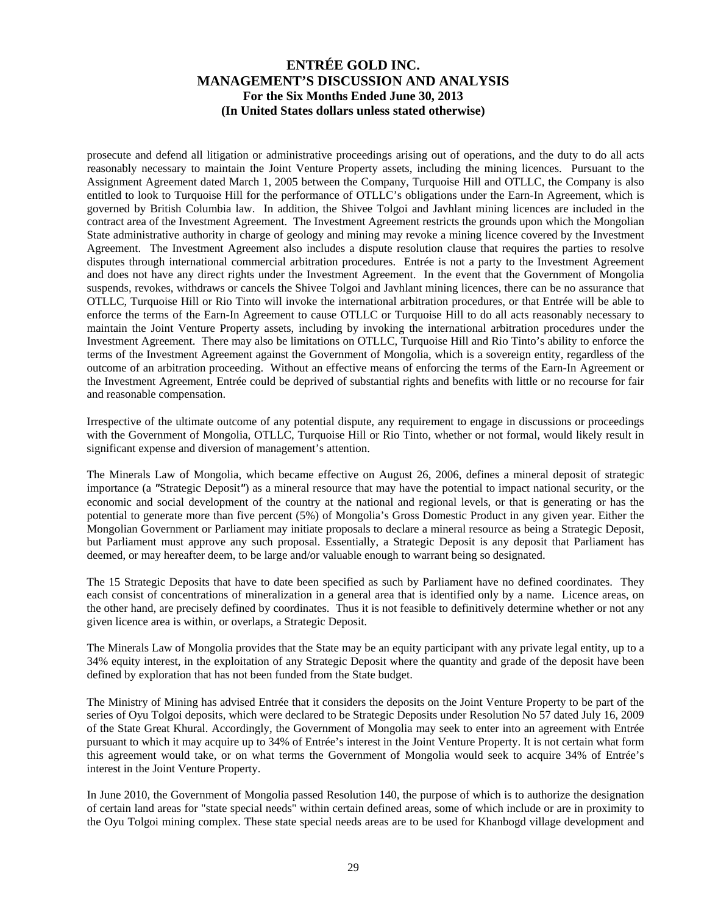prosecute and defend all litigation or administrative proceedings arising out of operations, and the duty to do all acts reasonably necessary to maintain the Joint Venture Property assets, including the mining licences. Pursuant to the Assignment Agreement dated March 1, 2005 between the Company, Turquoise Hill and OTLLC, the Company is also entitled to look to Turquoise Hill for the performance of OTLLC's obligations under the Earn-In Agreement, which is governed by British Columbia law. In addition, the Shivee Tolgoi and Javhlant mining licences are included in the contract area of the Investment Agreement. The Investment Agreement restricts the grounds upon which the Mongolian State administrative authority in charge of geology and mining may revoke a mining licence covered by the Investment Agreement. The Investment Agreement also includes a dispute resolution clause that requires the parties to resolve disputes through international commercial arbitration procedures. Entrée is not a party to the Investment Agreement and does not have any direct rights under the Investment Agreement. In the event that the Government of Mongolia suspends, revokes, withdraws or cancels the Shivee Tolgoi and Javhlant mining licences, there can be no assurance that OTLLC, Turquoise Hill or Rio Tinto will invoke the international arbitration procedures, or that Entrée will be able to enforce the terms of the Earn-In Agreement to cause OTLLC or Turquoise Hill to do all acts reasonably necessary to maintain the Joint Venture Property assets, including by invoking the international arbitration procedures under the Investment Agreement. There may also be limitations on OTLLC, Turquoise Hill and Rio Tinto's ability to enforce the terms of the Investment Agreement against the Government of Mongolia, which is a sovereign entity, regardless of the outcome of an arbitration proceeding. Without an effective means of enforcing the terms of the Earn-In Agreement or the Investment Agreement, Entrée could be deprived of substantial rights and benefits with little or no recourse for fair and reasonable compensation.

Irrespective of the ultimate outcome of any potential dispute, any requirement to engage in discussions or proceedings with the Government of Mongolia, OTLLC, Turquoise Hill or Rio Tinto, whether or not formal, would likely result in significant expense and diversion of management's attention.

The Minerals Law of Mongolia, which became effective on August 26, 2006, defines a mineral deposit of strategic importance (a "Strategic Deposit") as a mineral resource that may have the potential to impact national security, or the economic and social development of the country at the national and regional levels, or that is generating or has the potential to generate more than five percent (5%) of Mongolia's Gross Domestic Product in any given year. Either the Mongolian Government or Parliament may initiate proposals to declare a mineral resource as being a Strategic Deposit, but Parliament must approve any such proposal. Essentially, a Strategic Deposit is any deposit that Parliament has deemed, or may hereafter deem, to be large and/or valuable enough to warrant being so designated.

The 15 Strategic Deposits that have to date been specified as such by Parliament have no defined coordinates. They each consist of concentrations of mineralization in a general area that is identified only by a name. Licence areas, on the other hand, are precisely defined by coordinates. Thus it is not feasible to definitively determine whether or not any given licence area is within, or overlaps, a Strategic Deposit.

The Minerals Law of Mongolia provides that the State may be an equity participant with any private legal entity, up to a 34% equity interest, in the exploitation of any Strategic Deposit where the quantity and grade of the deposit have been defined by exploration that has not been funded from the State budget.

The Ministry of Mining has advised Entrée that it considers the deposits on the Joint Venture Property to be part of the series of Oyu Tolgoi deposits, which were declared to be Strategic Deposits under Resolution No 57 dated July 16, 2009 of the State Great Khural. Accordingly, the Government of Mongolia may seek to enter into an agreement with Entrée pursuant to which it may acquire up to 34% of Entrée's interest in the Joint Venture Property. It is not certain what form this agreement would take, or on what terms the Government of Mongolia would seek to acquire 34% of Entrée's interest in the Joint Venture Property.

In June 2010, the Government of Mongolia passed Resolution 140, the purpose of which is to authorize the designation of certain land areas for "state special needs" within certain defined areas, some of which include or are in proximity to the Oyu Tolgoi mining complex. These state special needs areas are to be used for Khanbogd village development and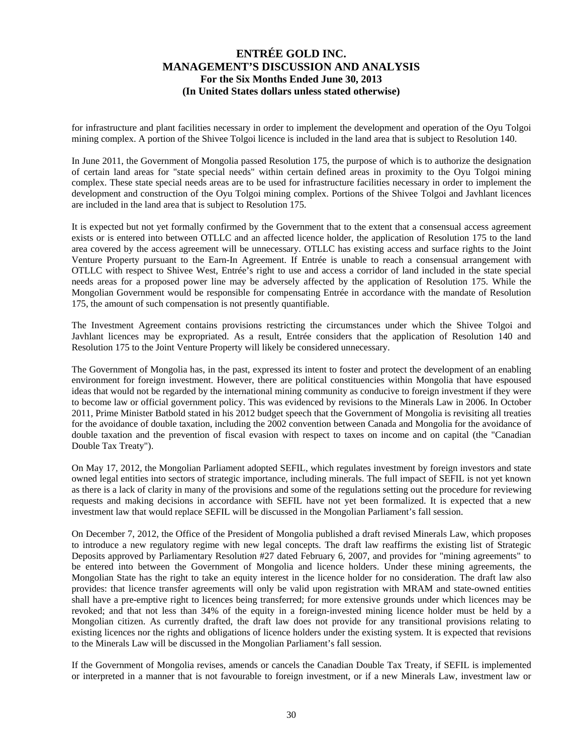for infrastructure and plant facilities necessary in order to implement the development and operation of the Oyu Tolgoi mining complex. A portion of the Shivee Tolgoi licence is included in the land area that is subject to Resolution 140.

In June 2011, the Government of Mongolia passed Resolution 175, the purpose of which is to authorize the designation of certain land areas for "state special needs" within certain defined areas in proximity to the Oyu Tolgoi mining complex. These state special needs areas are to be used for infrastructure facilities necessary in order to implement the development and construction of the Oyu Tolgoi mining complex. Portions of the Shivee Tolgoi and Javhlant licences are included in the land area that is subject to Resolution 175.

It is expected but not yet formally confirmed by the Government that to the extent that a consensual access agreement exists or is entered into between OTLLC and an affected licence holder, the application of Resolution 175 to the land area covered by the access agreement will be unnecessary. OTLLC has existing access and surface rights to the Joint Venture Property pursuant to the Earn-In Agreement. If Entrée is unable to reach a consensual arrangement with OTLLC with respect to Shivee West, Entrée's right to use and access a corridor of land included in the state special needs areas for a proposed power line may be adversely affected by the application of Resolution 175. While the Mongolian Government would be responsible for compensating Entrée in accordance with the mandate of Resolution 175, the amount of such compensation is not presently quantifiable.

The Investment Agreement contains provisions restricting the circumstances under which the Shivee Tolgoi and Javhlant licences may be expropriated. As a result, Entrée considers that the application of Resolution 140 and Resolution 175 to the Joint Venture Property will likely be considered unnecessary.

The Government of Mongolia has, in the past, expressed its intent to foster and protect the development of an enabling environment for foreign investment. However, there are political constituencies within Mongolia that have espoused ideas that would not be regarded by the international mining community as conducive to foreign investment if they were to become law or official government policy. This was evidenced by revisions to the Minerals Law in 2006. In October 2011, Prime Minister Batbold stated in his 2012 budget speech that the Government of Mongolia is revisiting all treaties for the avoidance of double taxation, including the 2002 convention between Canada and Mongolia for the avoidance of double taxation and the prevention of fiscal evasion with respect to taxes on income and on capital (the "Canadian Double Tax Treaty").

On May 17, 2012, the Mongolian Parliament adopted SEFIL, which regulates investment by foreign investors and state owned legal entities into sectors of strategic importance, including minerals. The full impact of SEFIL is not yet known as there is a lack of clarity in many of the provisions and some of the regulations setting out the procedure for reviewing requests and making decisions in accordance with SEFIL have not yet been formalized. It is expected that a new investment law that would replace SEFIL will be discussed in the Mongolian Parliament's fall session.

On December 7, 2012, the Office of the President of Mongolia published a draft revised Minerals Law, which proposes to introduce a new regulatory regime with new legal concepts. The draft law reaffirms the existing list of Strategic Deposits approved by Parliamentary Resolution #27 dated February 6, 2007, and provides for "mining agreements" to be entered into between the Government of Mongolia and licence holders. Under these mining agreements, the Mongolian State has the right to take an equity interest in the licence holder for no consideration. The draft law also provides: that licence transfer agreements will only be valid upon registration with MRAM and state-owned entities shall have a pre-emptive right to licences being transferred; for more extensive grounds under which licences may be revoked; and that not less than 34% of the equity in a foreign-invested mining licence holder must be held by a Mongolian citizen. As currently drafted, the draft law does not provide for any transitional provisions relating to existing licences nor the rights and obligations of licence holders under the existing system. It is expected that revisions to the Minerals Law will be discussed in the Mongolian Parliament's fall session.

If the Government of Mongolia revises, amends or cancels the Canadian Double Tax Treaty, if SEFIL is implemented or interpreted in a manner that is not favourable to foreign investment, or if a new Minerals Law, investment law or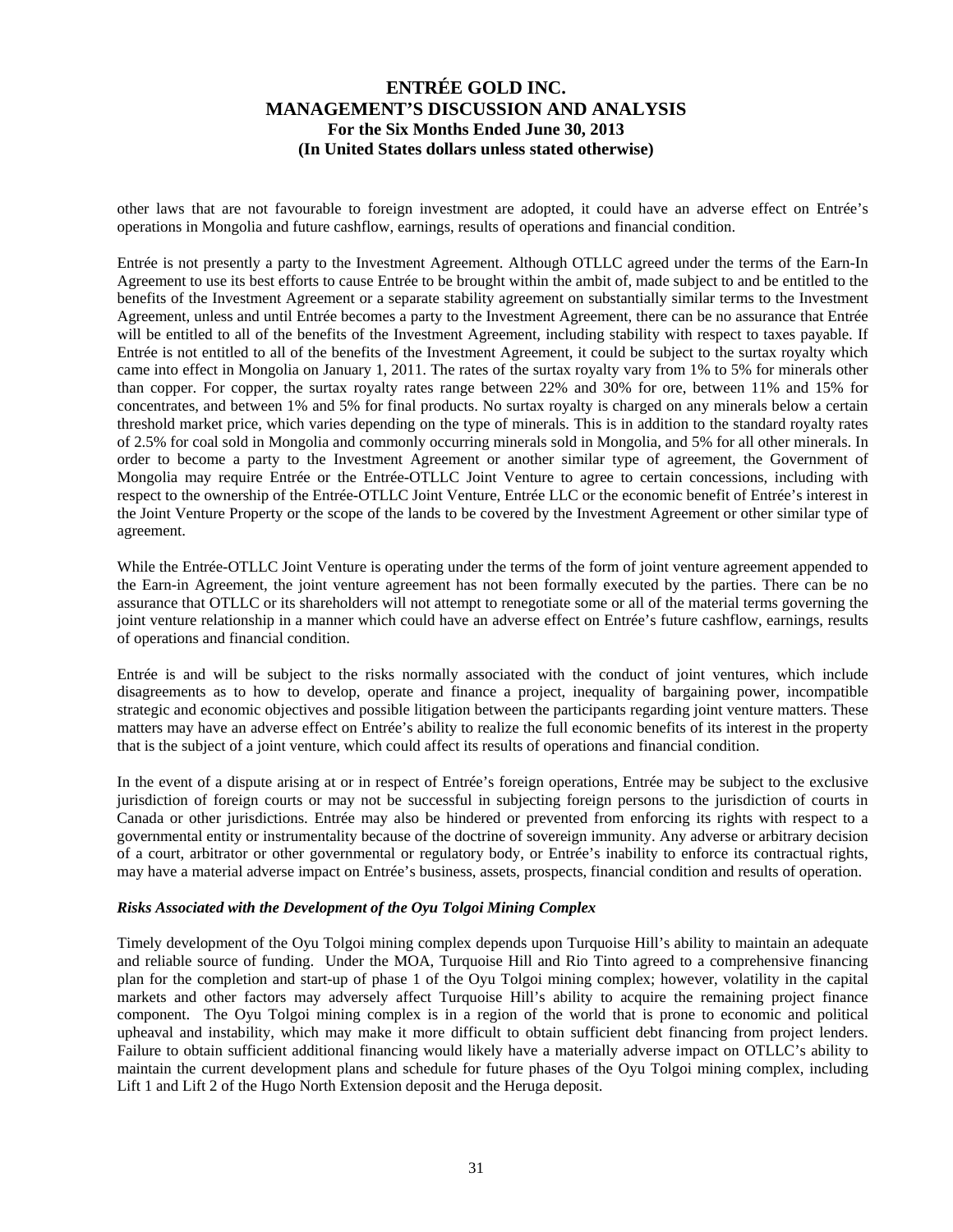other laws that are not favourable to foreign investment are adopted, it could have an adverse effect on Entrée's operations in Mongolia and future cashflow, earnings, results of operations and financial condition.

Entrée is not presently a party to the Investment Agreement. Although OTLLC agreed under the terms of the Earn-In Agreement to use its best efforts to cause Entrée to be brought within the ambit of, made subject to and be entitled to the benefits of the Investment Agreement or a separate stability agreement on substantially similar terms to the Investment Agreement, unless and until Entrée becomes a party to the Investment Agreement, there can be no assurance that Entrée will be entitled to all of the benefits of the Investment Agreement, including stability with respect to taxes payable. If Entrée is not entitled to all of the benefits of the Investment Agreement, it could be subject to the surtax royalty which came into effect in Mongolia on January 1, 2011. The rates of the surtax royalty vary from 1% to 5% for minerals other than copper. For copper, the surtax royalty rates range between 22% and 30% for ore, between 11% and 15% for concentrates, and between 1% and 5% for final products. No surtax royalty is charged on any minerals below a certain threshold market price, which varies depending on the type of minerals. This is in addition to the standard royalty rates of 2.5% for coal sold in Mongolia and commonly occurring minerals sold in Mongolia, and 5% for all other minerals. In order to become a party to the Investment Agreement or another similar type of agreement, the Government of Mongolia may require Entrée or the Entrée-OTLLC Joint Venture to agree to certain concessions, including with respect to the ownership of the Entrée-OTLLC Joint Venture, Entrée LLC or the economic benefit of Entrée's interest in the Joint Venture Property or the scope of the lands to be covered by the Investment Agreement or other similar type of agreement.

While the Entrée-OTLLC Joint Venture is operating under the terms of the form of joint venture agreement appended to the Earn-in Agreement, the joint venture agreement has not been formally executed by the parties. There can be no assurance that OTLLC or its shareholders will not attempt to renegotiate some or all of the material terms governing the joint venture relationship in a manner which could have an adverse effect on Entrée's future cashflow, earnings, results of operations and financial condition.

Entrée is and will be subject to the risks normally associated with the conduct of joint ventures, which include disagreements as to how to develop, operate and finance a project, inequality of bargaining power, incompatible strategic and economic objectives and possible litigation between the participants regarding joint venture matters. These matters may have an adverse effect on Entrée's ability to realize the full economic benefits of its interest in the property that is the subject of a joint venture, which could affect its results of operations and financial condition.

In the event of a dispute arising at or in respect of Entrée's foreign operations, Entrée may be subject to the exclusive jurisdiction of foreign courts or may not be successful in subjecting foreign persons to the jurisdiction of courts in Canada or other jurisdictions. Entrée may also be hindered or prevented from enforcing its rights with respect to a governmental entity or instrumentality because of the doctrine of sovereign immunity. Any adverse or arbitrary decision of a court, arbitrator or other governmental or regulatory body, or Entrée's inability to enforce its contractual rights, may have a material adverse impact on Entrée's business, assets, prospects, financial condition and results of operation.

***Risks Associated with the Development of the Oyu Tolgoi Mining Complex***

Timely development of the Oyu Tolgoi mining complex depends upon Turquoise Hill's ability to maintain an adequate and reliable source of funding. Under the MOA, Turquoise Hill and Rio Tinto agreed to a comprehensive financing plan for the completion and start-up of phase 1 of the Oyu Tolgoi mining complex; however, volatility in the capital markets and other factors may adversely affect Turquoise Hill's ability to acquire the remaining project finance component. The Oyu Tolgoi mining complex is in a region of the world that is prone to economic and political upheaval and instability, which may make it more difficult to obtain sufficient debt financing from project lenders. Failure to obtain sufficient additional financing would likely have a materially adverse impact on OTLLC's ability to maintain the current development plans and schedule for future phases of the Oyu Tolgoi mining complex, including Lift 1 and Lift 2 of the Hugo North Extension deposit and the Heruga deposit.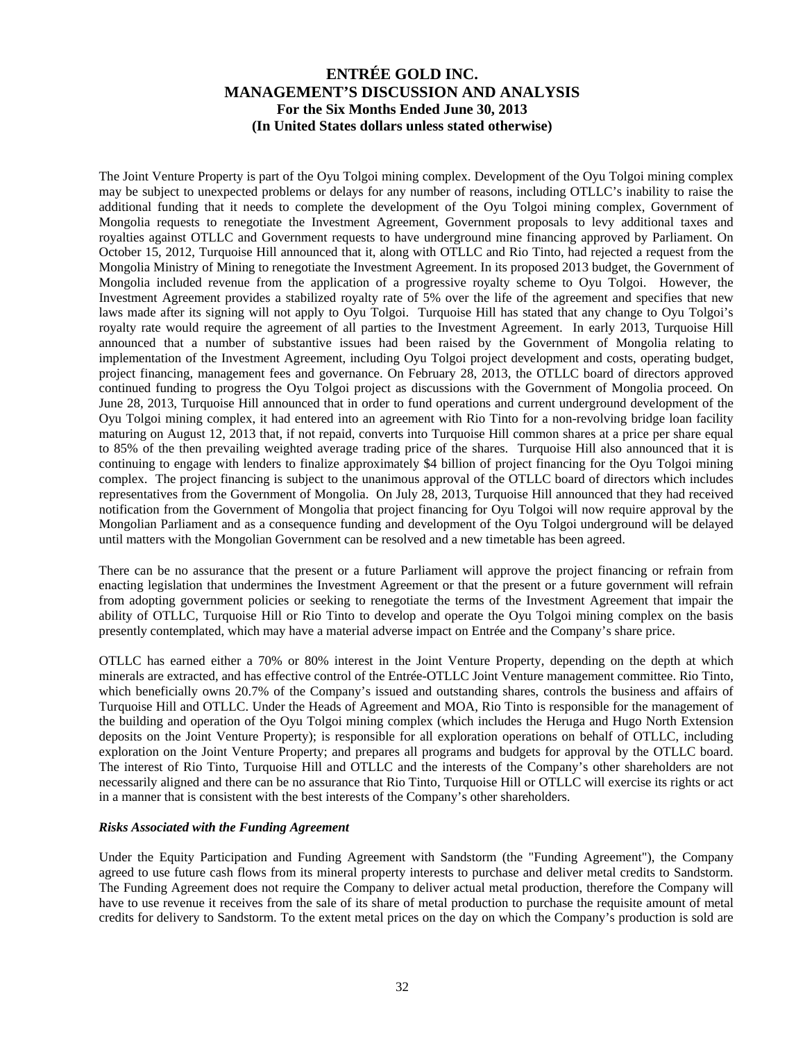The Joint Venture Property is part of the Oyu Tolgoi mining complex. Development of the Oyu Tolgoi mining complex may be subject to unexpected problems or delays for any number of reasons, including OTLLC's inability to raise the additional funding that it needs to complete the development of the Oyu Tolgoi mining complex, Government of Mongolia requests to renegotiate the Investment Agreement, Government proposals to levy additional taxes and royalties against OTLLC and Government requests to have underground mine financing approved by Parliament. On October 15, 2012, Turquoise Hill announced that it, along with OTLLC and Rio Tinto, had rejected a request from the Mongolia Ministry of Mining to renegotiate the Investment Agreement. In its proposed 2013 budget, the Government of Mongolia included revenue from the application of a progressive royalty scheme to Oyu Tolgoi. However, the Investment Agreement provides a stabilized royalty rate of 5% over the life of the agreement and specifies that new laws made after its signing will not apply to Oyu Tolgoi. Turquoise Hill has stated that any change to Oyu Tolgoi's royalty rate would require the agreement of all parties to the Investment Agreement. In early 2013, Turquoise Hill announced that a number of substantive issues had been raised by the Government of Mongolia relating to implementation of the Investment Agreement, including Oyu Tolgoi project development and costs, operating budget, project financing, management fees and governance. On February 28, 2013, the OTLLC board of directors approved continued funding to progress the Oyu Tolgoi project as discussions with the Government of Mongolia proceed. On June 28, 2013, Turquoise Hill announced that in order to fund operations and current underground development of the Oyu Tolgoi mining complex, it had entered into an agreement with Rio Tinto for a non-revolving bridge loan facility maturing on August 12, 2013 that, if not repaid, converts into Turquoise Hill common shares at a price per share equal to 85% of the then prevailing weighted average trading price of the shares. Turquoise Hill also announced that it is continuing to engage with lenders to finalize approximately $4 billion of project financing for the Oyu Tolgoi mining complex. The project financing is subject to the unanimous approval of the OTLLC board of directors which includes representatives from the Government of Mongolia. On July 28, 2013, Turquoise Hill announced that they had received notification from the Government of Mongolia that project financing for Oyu Tolgoi will now require approval by the Mongolian Parliament and as a consequence funding and development of the Oyu Tolgoi underground will be delayed until matters with the Mongolian Government can be resolved and a new timetable has been agreed.

There can be no assurance that the present or a future Parliament will approve the project financing or refrain from enacting legislation that undermines the Investment Agreement or that the present or a future government will refrain from adopting government policies or seeking to renegotiate the terms of the Investment Agreement that impair the ability of OTLLC, Turquoise Hill or Rio Tinto to develop and operate the Oyu Tolgoi mining complex on the basis presently contemplated, which may have a material adverse impact on Entrée and the Company's share price.

OTLLC has earned either a 70% or 80% interest in the Joint Venture Property, depending on the depth at which minerals are extracted, and has effective control of the Entrée-OTLLC Joint Venture management committee. Rio Tinto, which beneficially owns 20.7% of the Company's issued and outstanding shares, controls the business and affairs of Turquoise Hill and OTLLC. Under the Heads of Agreement and MOA, Rio Tinto is responsible for the management of the building and operation of the Oyu Tolgoi mining complex (which includes the Heruga and Hugo North Extension deposits on the Joint Venture Property); is responsible for all exploration operations on behalf of OTLLC, including exploration on the Joint Venture Property; and prepares all programs and budgets for approval by the OTLLC board. The interest of Rio Tinto, Turquoise Hill and OTLLC and the interests of the Company's other shareholders are not necessarily aligned and there can be no assurance that Rio Tinto, Turquoise Hill or OTLLC will exercise its rights or act in a manner that is consistent with the best interests of the Company's other shareholders.

***Risks Associated with the Funding Agreement***

Under the Equity Participation and Funding Agreement with Sandstorm (the "Funding Agreement"), the Company agreed to use future cash flows from its mineral property interests to purchase and deliver metal credits to Sandstorm. The Funding Agreement does not require the Company to deliver actual metal production, therefore the Company will have to use revenue it receives from the sale of its share of metal production to purchase the requisite amount of metal credits for delivery to Sandstorm. To the extent metal prices on the day on which the Company's production is sold are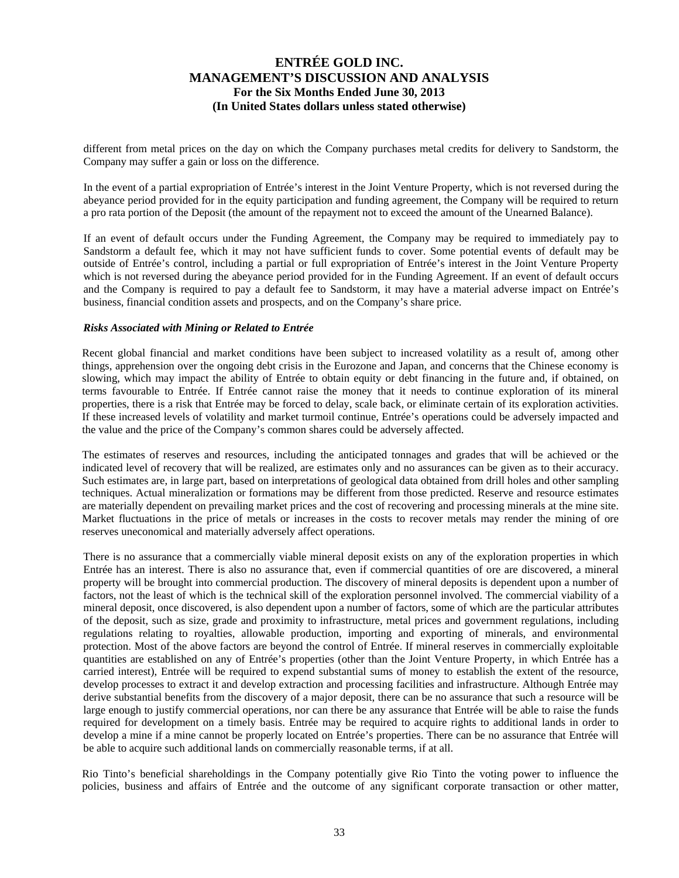different from metal prices on the day on which the Company purchases metal credits for delivery to Sandstorm, the Company may suffer a gain or loss on the difference.

In the event of a partial expropriation of Entrée's interest in the Joint Venture Property, which is not reversed during the abeyance period provided for in the equity participation and funding agreement, the Company will be required to return a pro rata portion of the Deposit (the amount of the repayment not to exceed the amount of the Unearned Balance).

If an event of default occurs under the Funding Agreement, the Company may be required to immediately pay to Sandstorm a default fee, which it may not have sufficient funds to cover. Some potential events of default may be outside of Entrée's control, including a partial or full expropriation of Entrée's interest in the Joint Venture Property which is not reversed during the abeyance period provided for in the Funding Agreement. If an event of default occurs and the Company is required to pay a default fee to Sandstorm, it may have a material adverse impact on Entrée's business, financial condition assets and prospects, and on the Company's share price.

***Risks Associated with Mining or Related to Entrée***

Recent global financial and market conditions have been subject to increased volatility as a result of, among other things, apprehension over the ongoing debt crisis in the Eurozone and Japan, and concerns that the Chinese economy is slowing, which may impact the ability of Entrée to obtain equity or debt financing in the future and, if obtained, on terms favourable to Entrée. If Entrée cannot raise the money that it needs to continue exploration of its mineral properties, there is a risk that Entrée may be forced to delay, scale back, or eliminate certain of its exploration activities. If these increased levels of volatility and market turmoil continue, Entrée's operations could be adversely impacted and the value and the price of the Company's common shares could be adversely affected.

The estimates of reserves and resources, including the anticipated tonnages and grades that will be achieved or the indicated level of recovery that will be realized, are estimates only and no assurances can be given as to their accuracy. Such estimates are, in large part, based on interpretations of geological data obtained from drill holes and other sampling techniques. Actual mineralization or formations may be different from those predicted. Reserve and resource estimates are materially dependent on prevailing market prices and the cost of recovering and processing minerals at the mine site. Market fluctuations in the price of metals or increases in the costs to recover metals may render the mining of ore reserves uneconomical and materially adversely affect operations.

There is no assurance that a commercially viable mineral deposit exists on any of the exploration properties in which Entrée has an interest. There is also no assurance that, even if commercial quantities of ore are discovered, a mineral property will be brought into commercial production. The discovery of mineral deposits is dependent upon a number of factors, not the least of which is the technical skill of the exploration personnel involved. The commercial viability of a mineral deposit, once discovered, is also dependent upon a number of factors, some of which are the particular attributes of the deposit, such as size, grade and proximity to infrastructure, metal prices and government regulations, including regulations relating to royalties, allowable production, importing and exporting of minerals, and environmental protection. Most of the above factors are beyond the control of Entrée. If mineral reserves in commercially exploitable quantities are established on any of Entrée's properties (other than the Joint Venture Property, in which Entrée has a carried interest), Entrée will be required to expend substantial sums of money to establish the extent of the resource, develop processes to extract it and develop extraction and processing facilities and infrastructure. Although Entrée may derive substantial benefits from the discovery of a major deposit, there can be no assurance that such a resource will be large enough to justify commercial operations, nor can there be any assurance that Entrée will be able to raise the funds required for development on a timely basis. Entrée may be required to acquire rights to additional lands in order to develop a mine if a mine cannot be properly located on Entrée's properties. There can be no assurance that Entrée will be able to acquire such additional lands on commercially reasonable terms, if at all.

Rio Tinto's beneficial shareholdings in the Company potentially give Rio Tinto the voting power to influence the policies, business and affairs of Entrée and the outcome of any significant corporate transaction or other matter,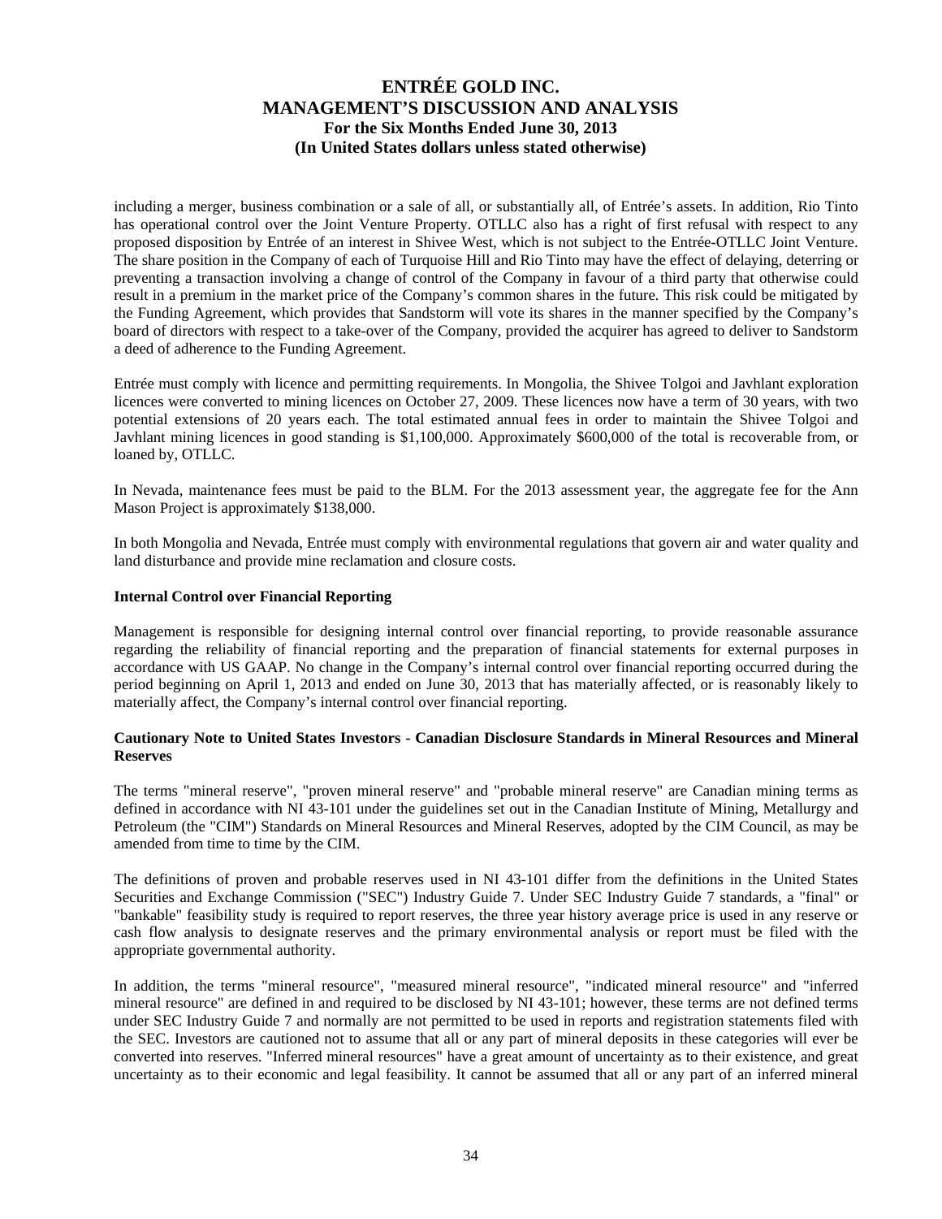including a merger, business combination or a sale of all, or substantially all, of Entrée's assets. In addition, Rio Tinto has operational control over the Joint Venture Property. OTLLC also has a right of first refusal with respect to any proposed disposition by Entrée of an interest in Shivee West, which is not subject to the Entrée-OTLLC Joint Venture. The share position in the Company of each of Turquoise Hill and Rio Tinto may have the effect of delaying, deterring or preventing a transaction involving a change of control of the Company in favour of a third party that otherwise could result in a premium in the market price of the Company's common shares in the future. This risk could be mitigated by the Funding Agreement, which provides that Sandstorm will vote its shares in the manner specified by the Company's board of directors with respect to a take-over of the Company, provided the acquirer has agreed to deliver to Sandstorm a deed of adherence to the Funding Agreement.

Entrée must comply with licence and permitting requirements. In Mongolia, the Shivee Tolgoi and Javhlant exploration licences were converted to mining licences on October 27, 2009. These licences now have a term of 30 years, with two potential extensions of 20 years each. The total estimated annual fees in order to maintain the Shivee Tolgoi and Javhlant mining licences in good standing is $1,100,000. Approximately $600,000 of the total is recoverable from, or loaned by, OTLLC.

In Nevada, maintenance fees must be paid to the BLM. For the 2013 assessment year, the aggregate fee for the Ann Mason Project is approximately $138,000.

In both Mongolia and Nevada, Entrée must comply with environmental regulations that govern air and water quality and land disturbance and provide mine reclamation and closure costs.

**Internal Control over Financial Reporting**

Management is responsible for designing internal control over financial reporting, to provide reasonable assurance regarding the reliability of financial reporting and the preparation of financial statements for external purposes in accordance with US GAAP. No change in the Company's internal control over financial reporting occurred during the period beginning on April 1, 2013 and ended on June 30, 2013 that has materially affected, or is reasonably likely to materially affect, the Company's internal control over financial reporting.

**Cautionary Note to United States Investors - Canadian Disclosure Standards in Mineral Resources and Mineral Reserves**

The terms "mineral reserve", "proven mineral reserve" and "probable mineral reserve" are Canadian mining terms as defined in accordance with NI 43-101 under the guidelines set out in the Canadian Institute of Mining, Metallurgy and Petroleum (the "CIM") Standards on Mineral Resources and Mineral Reserves, adopted by the CIM Council, as may be amended from time to time by the CIM.

The definitions of proven and probable reserves used in NI 43-101 differ from the definitions in the United States Securities and Exchange Commission ("SEC") Industry Guide 7. Under SEC Industry Guide 7 standards, a "final" or "bankable" feasibility study is required to report reserves, the three year history average price is used in any reserve or cash flow analysis to designate reserves and the primary environmental analysis or report must be filed with the appropriate governmental authority.

In addition, the terms "mineral resource", "measured mineral resource", "indicated mineral resource" and "inferred mineral resource" are defined in and required to be disclosed by NI 43-101; however, these terms are not defined terms under SEC Industry Guide 7 and normally are not permitted to be used in reports and registration statements filed with the SEC. Investors are cautioned not to assume that all or any part of mineral deposits in these categories will ever be converted into reserves. "Inferred mineral resources" have a great amount of uncertainty as to their existence, and great uncertainty as to their economic and legal feasibility. It cannot be assumed that all or any part of an inferred mineral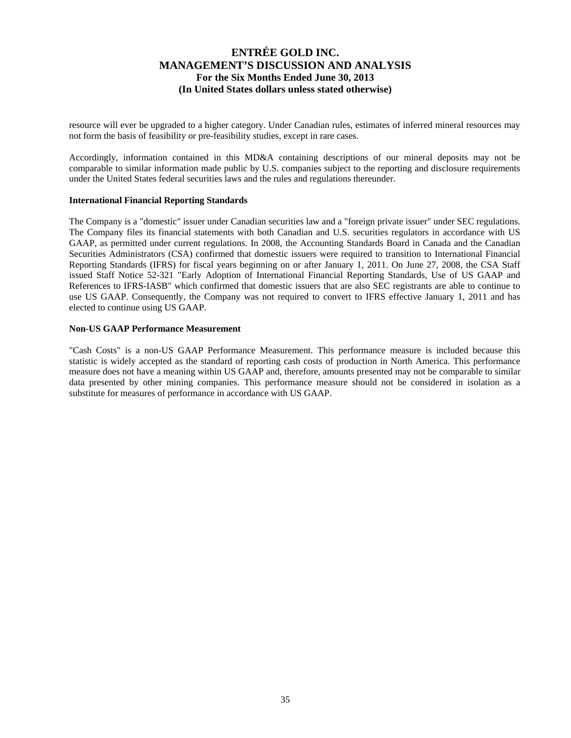resource will ever be upgraded to a higher category. Under Canadian rules, estimates of inferred mineral resources may not form the basis of feasibility or pre-feasibility studies, except in rare cases.

Accordingly, information contained in this MD&A containing descriptions of our mineral deposits may not be comparable to similar information made public by U.S. companies subject to the reporting and disclosure requirements under the United States federal securities laws and the rules and regulations thereunder.

**International Financial Reporting Standards**

The Company is a "domestic" issuer under Canadian securities law and a "foreign private issuer" under SEC regulations. The Company files its financial statements with both Canadian and U.S. securities regulators in accordance with US GAAP, as permitted under current regulations. In 2008, the Accounting Standards Board in Canada and the Canadian Securities Administrators (CSA) confirmed that domestic issuers were required to transition to International Financial Reporting Standards (IFRS) for fiscal years beginning on or after January 1, 2011. On June 27, 2008, the CSA Staff issued Staff Notice 52-321 "Early Adoption of International Financial Reporting Standards, Use of US GAAP and References to IFRS-IASB" which confirmed that domestic issuers that are also SEC registrants are able to continue to use US GAAP. Consequently, the Company was not required to convert to IFRS effective January 1, 2011 and has elected to continue using US GAAP.

**Non-US GAAP Performance Measurement**

"Cash Costs" is a non-US GAAP Performance Measurement. This performance measure is included because this statistic is widely accepted as the standard of reporting cash costs of production in North America. This performance measure does not have a meaning within US GAAP and, therefore, amounts presented may not be comparable to similar data presented by other mining companies. This performance measure should not be considered in isolation as a substitute for measures of performance in accordance with US GAAP.